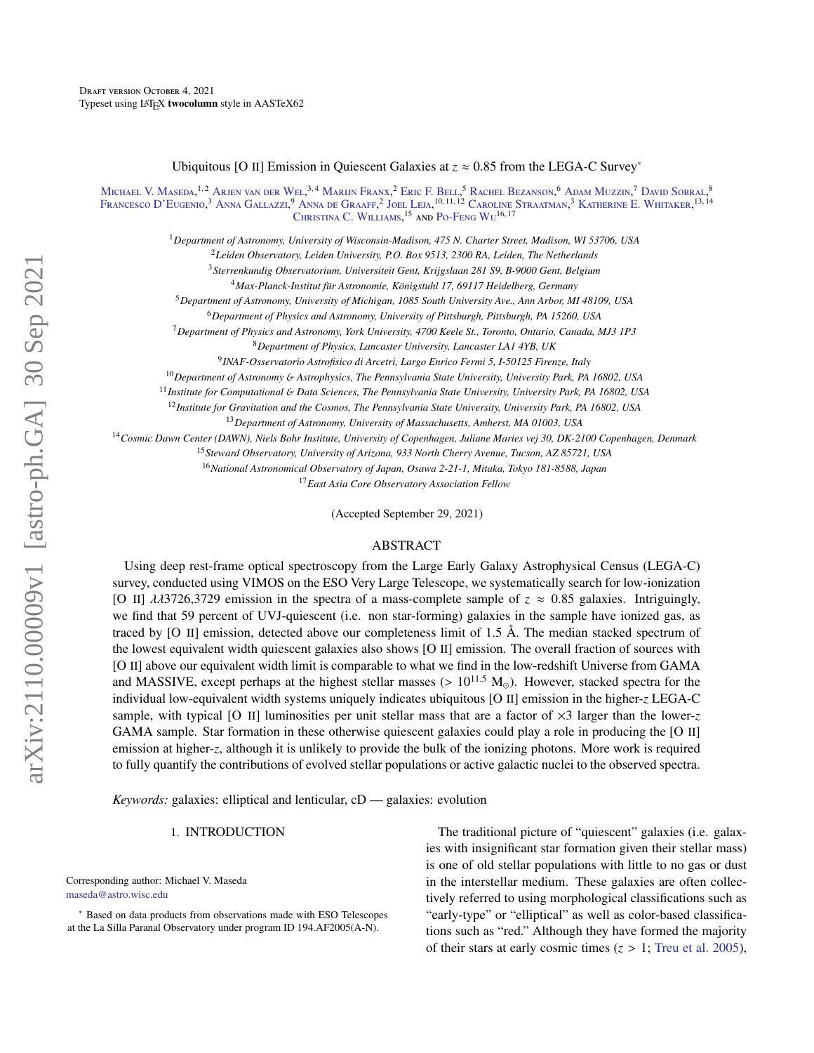Draft version October 4, 2021
Typeset using LaTeX **twocolumn** style in AASTeX62

# Ubiquitous [O II] Emission in Quiescent Galaxies at $z \approx 0.85$ from the LEGA-C Survey*

Michael V. Maseda,[1,2] Arjen van der Wel,[3,4] Marijn Franx,[2] Eric F. Bell,[5] Rachel Bezanson,[6] Adam Muzzin,[7] David Sobral,[8] Francesco D'Eugenio,[3] Anna Gallazzi,[9] Anna de Graaff,[2] Joel Leja,[10,11,12] Caroline Straatman,[3] Katherine E. Whitaker,[13,14] Christina C. Williams,[15] and Po-Feng Wu[16,17]

[1]*Department of Astronomy, University of Wisconsin-Madison, 475 N. Charter Street, Madison, WI 53706, USA*
[2]*Leiden Observatory, Leiden University, P.O. Box 9513, 2300 RA, Leiden, The Netherlands*
[3]*Sterrenkundig Observatorium, Universiteit Gent, Krijgslaan 281 S9, B-9000 Gent, Belgium*
[4]*Max-Planck-Institut für Astronomie, Königstuhl 17, 69117 Heidelberg, Germany*
[5]*Department of Astronomy, University of Michigan, 1085 South University Ave., Ann Arbor, MI 48109, USA*
[6]*Department of Physics and Astronomy, University of Pittsburgh, Pittsburgh, PA 15260, USA*
[7]*Department of Physics and Astronomy, York University, 4700 Keele St., Toronto, Ontario, Canada, MJ3 1P3*
[8]*Department of Physics, Lancaster University, Lancaster LA1 4YB, UK*
[9]*INAF-Osservatorio Astrofisico di Arcetri, Largo Enrico Fermi 5, I-50125 Firenze, Italy*
[10]*Department of Astronomy & Astrophysics, The Pennsylvania State University, University Park, PA 16802, USA*
[11]*Institute for Computational & Data Sciences, The Pennsylvania State University, University Park, PA 16802, USA*
[12]*Institute for Gravitation and the Cosmos, The Pennsylvania State University, University Park, PA 16802, USA*
[13]*Department of Astronomy, University of Massachusetts, Amherst, MA 01003, USA*
[14]*Cosmic Dawn Center (DAWN), Niels Bohr Institute, University of Copenhagen, Juliane Maries vej 30, DK-2100 Copenhagen, Denmark*
[15]*Steward Observatory, University of Arizona, 933 North Cherry Avenue, Tucson, AZ 85721, USA*
[16]*National Astronomical Observatory of Japan, Osawa 2-21-1, Mitaka, Tokyo 181-8588, Japan*
[17]*East Asia Core Observatory Association Fellow*

(Accepted September 29, 2021)

## ABSTRACT

Using deep rest-frame optical spectroscopy from the Large Early Galaxy Astrophysical Census (LEGA-C) survey, conducted using VIMOS on the ESO Very Large Telescope, we systematically search for low-ionization [O II] $\lambda\lambda$3726,3729 emission in the spectra of a mass-complete sample of $z \approx 0.85$ galaxies. Intriguingly, we find that 59 percent of UVJ-quiescent (i.e. non star-forming) galaxies in the sample have ionized gas, as traced by [O II] emission, detected above our completeness limit of 1.5 Å. The median stacked spectrum of the lowest equivalent width quiescent galaxies also shows [O II] emission. The overall fraction of sources with [O II] above our equivalent width limit is comparable to what we find in the low-redshift Universe from GAMA and MASSIVE, except perhaps at the highest stellar masses ($> 10^{11.5}$ M$_\odot$). However, stacked spectra for the individual low-equivalent width systems uniquely indicates ubiquitous [O II] emission in the higher-$z$ LEGA-C sample, with typical [O II] luminosities per unit stellar mass that are a factor of $\times$3 larger than the lower-$z$ GAMA sample. Star formation in these otherwise quiescent galaxies could play a role in producing the [O II] emission at higher-$z$, although it is unlikely to provide the bulk of the ionizing photons. More work is required to fully quantify the contributions of evolved stellar populations or active galactic nuclei to the observed spectra.

*Keywords:* galaxies: elliptical and lenticular, cD — galaxies: evolution

## 1. INTRODUCTION

The traditional picture of "quiescent" galaxies (i.e. galaxies with insignificant star formation given their stellar mass) is one of old stellar populations with little to no gas or dust in the interstellar medium. These galaxies are often collectively referred to using morphological classifications such as "early-type" or "elliptical" as well as color-based classifications such as "red." Although they have formed the majority of their stars at early cosmic times ($z > 1$; Treu et al. 2005),

Corresponding author: Michael V. Maseda
maseda@astro.wisc.edu

\* Based on data products from observations made with ESO Telescopes at the La Silla Paranal Observatory under program ID 194.AF2005(A-N).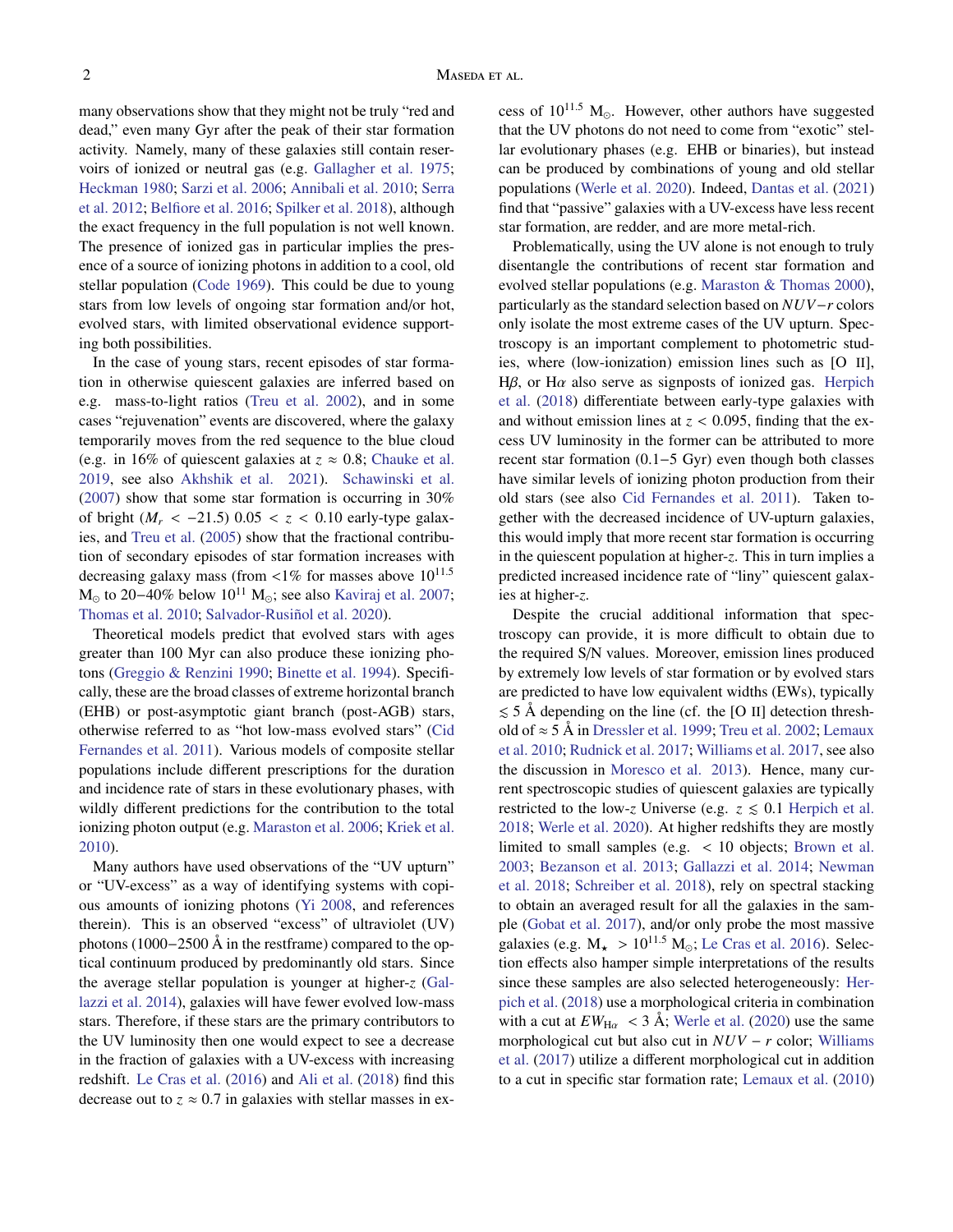many observations show that they might not be truly "red and dead," even many Gyr after the peak of their star formation activity. Namely, many of these galaxies still contain reservoirs of ionized or neutral gas (e.g. Gallagher et al. 1975; Heckman 1980; Sarzi et al. 2006; Annibali et al. 2010; Serra et al. 2012; Belfiore et al. 2016; Spilker et al. 2018), although the exact frequency in the full population is not well known. The presence of ionized gas in particular implies the presence of a source of ionizing photons in addition to a cool, old stellar population (Code 1969). This could be due to young stars from low levels of ongoing star formation and/or hot, evolved stars, with limited observational evidence supporting both possibilities.

In the case of young stars, recent episodes of star formation in otherwise quiescent galaxies are inferred based on e.g. mass-to-light ratios (Treu et al. 2002), and in some cases "rejuvenation" events are discovered, where the galaxy temporarily moves from the red sequence to the blue cloud (e.g. in 16% of quiescent galaxies at $z \approx 0.8$; Chauke et al. 2019, see also Akhshik et al. 2021). Schawinski et al. (2007) show that some star formation is occurring in 30% of bright ($M_r < -21.5$) $0.05 < z < 0.10$ early-type galaxies, and Treu et al. (2005) show that the fractional contribution of secondary episodes of star formation increases with decreasing galaxy mass (from <1% for masses above $10^{11.5}$ $M_{\odot}$ to 20−40% below $10^{11}$ $M_{\odot}$; see also Kaviraj et al. 2007; Thomas et al. 2010; Salvador-Rusiñol et al. 2020).

Theoretical models predict that evolved stars with ages greater than 100 Myr can also produce these ionizing photons (Greggio & Renzini 1990; Binette et al. 1994). Specifically, these are the broad classes of extreme horizontal branch (EHB) or post-asymptotic giant branch (post-AGB) stars, otherwise referred to as "hot low-mass evolved stars" (Cid Fernandes et al. 2011). Various models of composite stellar populations include different prescriptions for the duration and incidence rate of stars in these evolutionary phases, with wildly different predictions for the contribution to the total ionizing photon output (e.g. Maraston et al. 2006; Kriek et al. 2010).

Many authors have used observations of the "UV upturn" or "UV-excess" as a way of identifying systems with copious amounts of ionizing photons (Yi 2008, and references therein). This is an observed "excess" of ultraviolet (UV) photons (1000−2500 Å in the restframe) compared to the optical continuum produced by predominantly old stars. Since the average stellar population is younger at higher-$z$ (Gallazzi et al. 2014), galaxies will have fewer evolved low-mass stars. Therefore, if these stars are the primary contributors to the UV luminosity then one would expect to see a decrease in the fraction of galaxies with a UV-excess with increasing redshift. Le Cras et al. (2016) and Ali et al. (2018) find this decrease out to $z \approx 0.7$ in galaxies with stellar masses in excess of $10^{11.5}$ $M_{\odot}$. However, other authors have suggested that the UV photons do not need to come from "exotic" stellar evolutionary phases (e.g. EHB or binaries), but instead can be produced by combinations of young and old stellar populations (Werle et al. 2020). Indeed, Dantas et al. (2021) find that "passive" galaxies with a UV-excess have less recent star formation, are redder, and are more metal-rich.

Problematically, using the UV alone is not enough to truly disentangle the contributions of recent star formation and evolved stellar populations (e.g. Maraston & Thomas 2000), particularly as the standard selection based on $NUV - r$ colors only isolate the most extreme cases of the UV upturn. Spectroscopy is an important complement to photometric studies, where (low-ionization) emission lines such as [O II], H$\beta$, or H$\alpha$ also serve as signposts of ionized gas. Herpich et al. (2018) differentiate between early-type galaxies with and without emission lines at $z < 0.095$, finding that the excess UV luminosity in the former can be attributed to more recent star formation (0.1−5 Gyr) even though both classes have similar levels of ionizing photon production from their old stars (see also Cid Fernandes et al. 2011). Taken together with the decreased incidence of UV-upturn galaxies, this would imply that more recent star formation is occurring in the quiescent population at higher-$z$. This in turn implies a predicted increased incidence rate of "liny" quiescent galaxies at higher-$z$.

Despite the crucial additional information that spectroscopy can provide, it is more difficult to obtain due to the required S/N values. Moreover, emission lines produced by extremely low levels of star formation or by evolved stars are predicted to have low equivalent widths (EWs), typically $\lesssim 5$ Å depending on the line (cf. the [O II] detection threshold of $\approx 5$ Å in Dressler et al. 1999; Treu et al. 2002; Lemaux et al. 2010; Rudnick et al. 2017; Williams et al. 2017, see also the discussion in Moresco et al. 2013). Hence, many current spectroscopic studies of quiescent galaxies are typically restricted to the low-$z$ Universe (e.g. $z \lesssim 0.1$ Herpich et al. 2018; Werle et al. 2020). At higher redshifts they are mostly limited to small samples (e.g. < 10 objects; Brown et al. 2003; Bezanson et al. 2013; Gallazzi et al. 2014; Newman et al. 2018; Schreiber et al. 2018), rely on spectral stacking to obtain an averaged result for all the galaxies in the sample (Gobat et al. 2017), and/or only probe the most massive galaxies (e.g. $M_{\star} > 10^{11.5}$ $M_{\odot}$; Le Cras et al. 2016). Selection effects also hamper simple interpretations of the results since these samples are also selected heterogeneously: Herpich et al. (2018) use a morphological criteria in combination with a cut at $EW_{H\alpha} < 3$ Å; Werle et al. (2020) use the same morphological cut but also cut in $NUV - r$ color; Williams et al. (2017) utilize a different morphological cut in addition to a cut in specific star formation rate; Lemaux et al. (2010)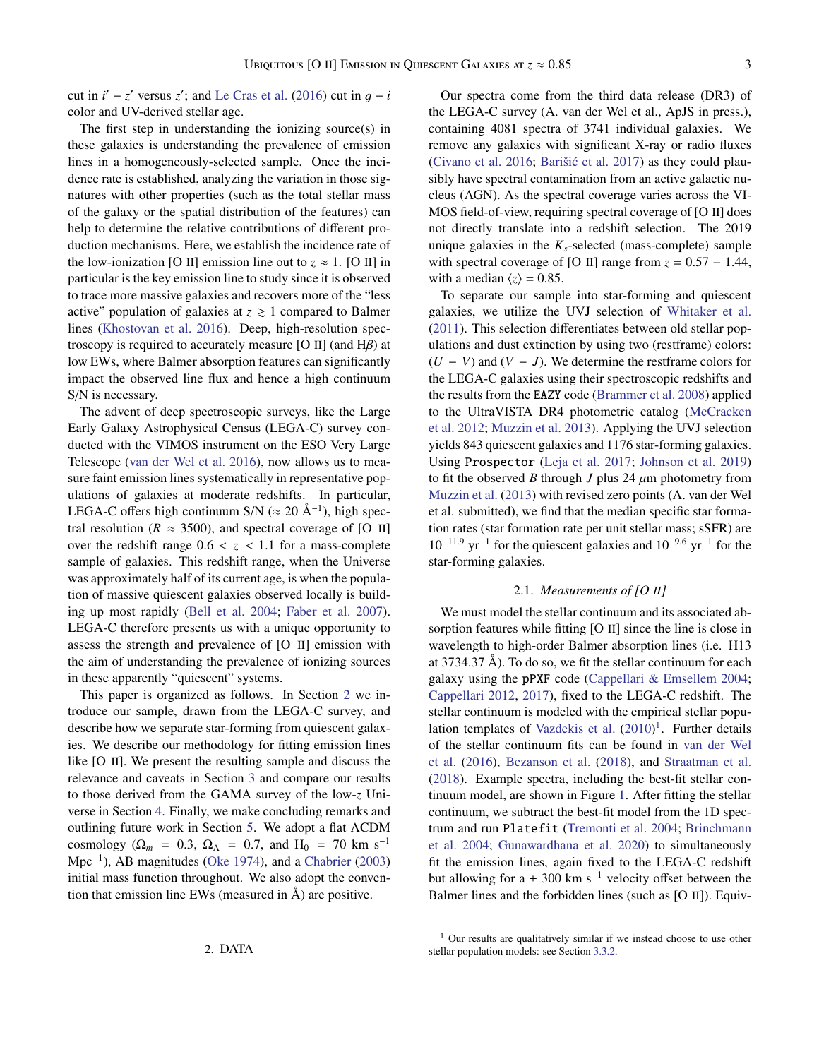cut in $i' - z'$ versus $z'$; and Le Cras et al. (2016) cut in $g - i$ color and UV-derived stellar age.

The first step in understanding the ionizing source(s) in these galaxies is understanding the prevalence of emission lines in a homogeneously-selected sample. Once the incidence rate is established, analyzing the variation in those signatures with other properties (such as the total stellar mass of the galaxy or the spatial distribution of the features) can help to determine the relative contributions of different production mechanisms. Here, we establish the incidence rate of the low-ionization [O II] emission line out to $z \approx 1$. [O II] in particular is the key emission line to study since it is observed to trace more massive galaxies and recovers more of the "less active" population of galaxies at $z \gtrsim 1$ compared to Balmer lines (Khostovan et al. 2016). Deep, high-resolution spectroscopy is required to accurately measure [O II] (and H$\beta$) at low EWs, where Balmer absorption features can significantly impact the observed line flux and hence a high continuum S/N is necessary.

The advent of deep spectroscopic surveys, like the Large Early Galaxy Astrophysical Census (LEGA-C) survey conducted with the VIMOS instrument on the ESO Very Large Telescope (van der Wel et al. 2016), now allows us to measure faint emission lines systematically in representative populations of galaxies at moderate redshifts. In particular, LEGA-C offers high continuum S/N ($\approx 20$ Å$^{-1}$), high spectral resolution ($R \approx 3500$), and spectral coverage of [O II] over the redshift range $0.6 < z < 1.1$ for a mass-complete sample of galaxies. This redshift range, when the Universe was approximately half of its current age, is when the population of massive quiescent galaxies observed locally is building up most rapidly (Bell et al. 2004; Faber et al. 2007). LEGA-C therefore presents us with a unique opportunity to assess the strength and prevalence of [O II] emission with the aim of understanding the prevalence of ionizing sources in these apparently "quiescent" systems.

This paper is organized as follows. In Section 2 we introduce our sample, drawn from the LEGA-C survey, and describe how we separate star-forming from quiescent galaxies. We describe our methodology for fitting emission lines like [O II]. We present the resulting sample and discuss the relevance and caveats in Section 3 and compare our results to those derived from the GAMA survey of the low-$z$ Universe in Section 4. Finally, we make concluding remarks and outlining future work in Section 5. We adopt a flat ΛCDM cosmology ($\Omega_m = 0.3$, $\Omega_\Lambda = 0.7$, and $H_0 = 70$ km s$^{-1}$ Mpc$^{-1}$), AB magnitudes (Oke 1974), and a Chabrier (2003) initial mass function throughout. We also adopt the convention that emission line EWs (measured in Å) are positive.

## 2. DATA

Our spectra come from the third data release (DR3) of the LEGA-C survey (A. van der Wel et al., ApJS in press.), containing 4081 spectra of 3741 individual galaxies. We remove any galaxies with significant X-ray or radio fluxes (Civano et al. 2016; Barišić et al. 2017) as they could plausibly have spectral contamination from an active galactic nucleus (AGN). As the spectral coverage varies across the VIMOS field-of-view, requiring spectral coverage of [O II] does not directly translate into a redshift selection. The 2019 unique galaxies in the $K_s$-selected (mass-complete) sample with spectral coverage of [O II] range from $z = 0.57 - 1.44$, with a median $\langle z \rangle = 0.85$.

To separate our sample into star-forming and quiescent galaxies, we utilize the UVJ selection of Whitaker et al. (2011). This selection differentiates between old stellar populations and dust extinction by using two (restframe) colors: $(U - V)$ and $(V - J)$. We determine the restframe colors for the LEGA-C galaxies using their spectroscopic redshifts and the results from the `EAZY` code (Brammer et al. 2008) applied to the UltraVISTA DR4 photometric catalog (McCracken et al. 2012; Muzzin et al. 2013). Applying the UVJ selection yields 843 quiescent galaxies and 1176 star-forming galaxies. Using `Prospector` (Leja et al. 2017; Johnson et al. 2019) to fit the observed $B$ through $J$ plus 24 $\mu$m photometry from Muzzin et al. (2013) with revised zero points (A. van der Wel et al. submitted), we find that the median specific star formation rates (star formation rate per unit stellar mass; sSFR) are $10^{-11.9}$ yr$^{-1}$ for the quiescent galaxies and $10^{-9.6}$ yr$^{-1}$ for the star-forming galaxies.

### 2.1. *Measurements of [O II]*

We must model the stellar continuum and its associated absorption features while fitting [O II] since the line is close in wavelength to high-order Balmer absorption lines (i.e. H13 at 3734.37 Å). To do so, we fit the stellar continuum for each galaxy using the `pPXF` code (Cappellari & Emsellem 2004; Cappellari 2012, 2017), fixed to the LEGA-C redshift. The stellar continuum is modeled with the empirical stellar population templates of Vazdekis et al. (2010)[1]. Further details of the stellar continuum fits can be found in van der Wel et al. (2016), Bezanson et al. (2018), and Straatman et al. (2018). Example spectra, including the best-fit stellar continuum model, are shown in Figure 1. After fitting the stellar continuum, we subtract the best-fit model from the 1D spectrum and run `Platefit` (Tremonti et al. 2004; Brinchmann et al. 2004; Gunawardhana et al. 2020) to simultaneously fit the emission lines, again fixed to the LEGA-C redshift but allowing for a ± 300 km s$^{-1}$ velocity offset between the Balmer lines and the forbidden lines (such as [O II]). Equiv-

[1] Our results are qualitatively similar if we instead choose to use other stellar population models: see Section 3.3.2.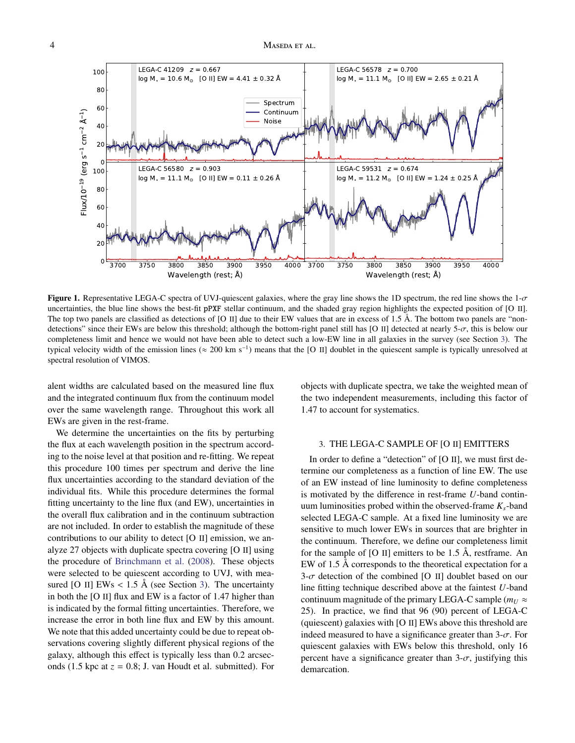**Figure 1.** Representative LEGA-C spectra of UVJ-quiescent galaxies, where the gray line shows the 1D spectrum, the red line shows the 1-$\sigma$ uncertainties, the blue line shows the best-fit pPXF stellar continuum, and the shaded gray region highlights the expected position of [O II]. The top two panels are classified as detections of [O II] due to their EW values that are in excess of 1.5 Å. The bottom two panels are "non-detections" since their EWs are below this threshold; although the bottom-right panel still has [O II] detected at nearly 5-$\sigma$, this is below our completeness limit and hence we would not have been able to detect such a low-EW line in all galaxies in the survey (see Section 3). The typical velocity width of the emission lines ($\approx$ 200 km s$^{-1}$) means that the [O II] doublet in the quiescent sample is typically unresolved at spectral resolution of VIMOS.

alent widths are calculated based on the measured line flux and the integrated continuum flux from the continuum model over the same wavelength range. Throughout this work all EWs are given in the rest-frame.

We determine the uncertainties on the fits by perturbing the flux at each wavelength position in the spectrum according to the noise level at that position and re-fitting. We repeat this procedure 100 times per spectrum and derive the line flux uncertainties according to the standard deviation of the individual fits. While this procedure determines the formal fitting uncertainty to the line flux (and EW), uncertainties in the overall flux calibration and in the continuum subtraction are not included. In order to establish the magnitude of these contributions to our ability to detect [O II] emission, we analyze 27 objects with duplicate spectra covering [O II] using the procedure of Brinchmann et al. (2008). These objects were selected to be quiescent according to UVJ, with measured [O II] EWs < 1.5 Å (see Section 3). The uncertainty in both the [O II] flux and EW is a factor of 1.47 higher than is indicated by the formal fitting uncertainties. Therefore, we increase the error in both line flux and EW by this amount. We note that this added uncertainty could be due to repeat observations covering slightly different physical regions of the galaxy, although this effect is typically less than 0.2 arcseconds (1.5 kpc at $z = 0.8$; J. van Houdt et al. submitted). For objects with duplicate spectra, we take the weighted mean of the two independent measurements, including this factor of 1.47 to account for systematics.

## 3. THE LEGA-C SAMPLE OF [O II] EMITTERS

In order to define a "detection" of [O II], we must first determine our completeness as a function of line EW. The use of an EW instead of line luminosity to define completeness is motivated by the difference in rest-frame $U$-band continuum luminosities probed within the observed-frame $K_s$-band selected LEGA-C sample. At a fixed line luminosity we are sensitive to much lower EWs in sources that are brighter in the continuum. Therefore, we define our completeness limit for the sample of [O II] emitters to be 1.5 Å, restframe. An EW of 1.5 Å corresponds to the theoretical expectation for a 3-$\sigma$ detection of the combined [O II] doublet based on our line fitting technique described above at the faintest $U$-band continuum magnitude of the primary LEGA-C sample ($m_U \approx 25$). In practice, we find that 96 (90) percent of LEGA-C (quiescent) galaxies with [O II] EWs above this threshold are indeed measured to have a significance greater than 3-$\sigma$. For quiescent galaxies with EWs below this threshold, only 16 percent have a significance greater than 3-$\sigma$, justifying this demarcation.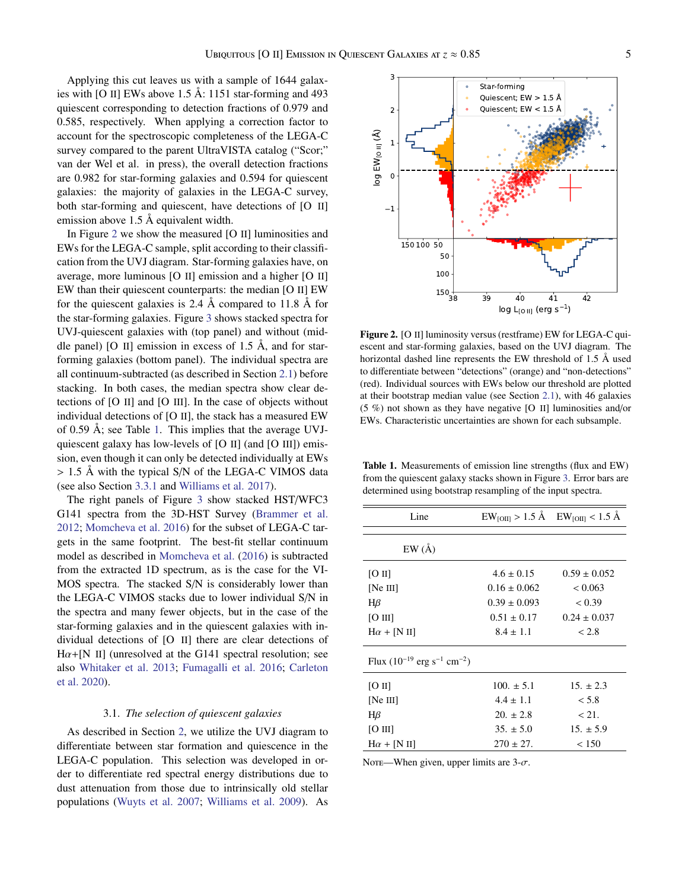Applying this cut leaves us with a sample of 1644 galaxies with [O II] EWs above 1.5 Å: 1151 star-forming and 493 quiescent corresponding to detection fractions of 0.979 and 0.585, respectively. When applying a correction factor to account for the spectroscopic completeness of the LEGA-C survey compared to the parent UltraVISTA catalog ("Scor;" van der Wel et al. in press), the overall detection fractions are 0.982 for star-forming galaxies and 0.594 for quiescent galaxies: the majority of galaxies in the LEGA-C survey, both star-forming and quiescent, have detections of [O II] emission above 1.5 Å equivalent width.

In Figure 2 we show the measured [O II] luminosities and EWs for the LEGA-C sample, split according to their classification from the UVJ diagram. Star-forming galaxies have, on average, more luminous [O II] emission and a higher [O II] EW than their quiescent counterparts: the median [O II] EW for the quiescent galaxies is 2.4 Å compared to 11.8 Å for the star-forming galaxies. Figure 3 shows stacked spectra for UVJ-quiescent galaxies with (top panel) and without (middle panel) [O II] emission in excess of 1.5 Å, and for star-forming galaxies (bottom panel). The individual spectra are all continuum-subtracted (as described in Section 2.1) before stacking. In both cases, the median spectra show clear detections of [O II] and [O III]. In the case of objects without individual detections of [O II], the stack has a measured EW of 0.59 Å; see Table 1. This implies that the average UVJ-quiescent galaxy has low-levels of [O II] (and [O III]) emission, even though it can only be detected individually at EWs > 1.5 Å with the typical S/N of the LEGA-C VIMOS data (see also Section 3.3.1 and Williams et al. 2017).

The right panels of Figure 3 show stacked HST/WFC3 G141 spectra from the 3D-HST Survey (Brammer et al. 2012; Momcheva et al. 2016) for the subset of LEGA-C targets in the same footprint. The best-fit stellar continuum model as described in Momcheva et al. (2016) is subtracted from the extracted 1D spectrum, as is the case for the VIMOS spectra. The stacked S/N is considerably lower than the LEGA-C VIMOS stacks due to lower individual S/N in the spectra and many fewer objects, but in the case of the star-forming galaxies and in the quiescent galaxies with individual detections of [O II] there are clear detections of H$\alpha$+[N II] (unresolved at the G141 spectral resolution; see also Whitaker et al. 2013; Fumagalli et al. 2016; Carleton et al. 2020).

### 3.1. *The selection of quiescent galaxies*

As described in Section 2, we utilize the UVJ diagram to differentiate between star formation and quiescence in the LEGA-C population. This selection was developed in order to differentiate red spectral energy distributions due to dust attenuation from those due to intrinsically old stellar populations (Wuyts et al. 2007; Williams et al. 2009). As

**Figure 2.** [O II] luminosity versus (restframe) EW for LEGA-C quiescent and star-forming galaxies, based on the UVJ diagram. The horizontal dashed line represents the EW threshold of 1.5 Å used to differentiate between "detections" (orange) and "non-detections" (red). Individual sources with EWs below our threshold are plotted at their bootstrap median value (see Section 2.1), with 46 galaxies (5 %) not shown as they have negative [O II] luminosities and/or EWs. Characteristic uncertainties are shown for each subsample.

**Table 1.** Measurements of emission line strengths (flux and EW) from the quiescent galaxy stacks shown in Figure 3. Error bars are determined using bootstrap resampling of the input spectra.

| Line | $EW_{[OII]} > 1.5$ Å | $EW_{[OII]} < 1.5$ Å |
|---|---|---|
| EW (Å) | | |
| [O II] | 4.6 ± 0.15 | 0.59 ± 0.052 |
| [Ne III] | 0.16 ± 0.062 | < 0.063 |
| H$\beta$ | 0.39 ± 0.093 | < 0.39 |
| [O III] | 0.51 ± 0.17 | 0.24 ± 0.037 |
| H$\alpha$ + [N II] | 8.4 ± 1.1 | < 2.8 |
| Flux ($10^{-19}$ erg s$^{-1}$ cm$^{-2}$) | | |
| [O II] | 100. ± 5.1 | 15. ± 2.3 |
| [Ne III] | 4.4 ± 1.1 | < 5.8 |
| H$\beta$ | 20. ± 2.8 | < 21. |
| [O III] | 35. ± 5.0 | 15. ± 5.9 |
| H$\alpha$ + [N II] | 270 ± 27. | < 150 |

NOTE—When given, upper limits are 3-$\sigma$.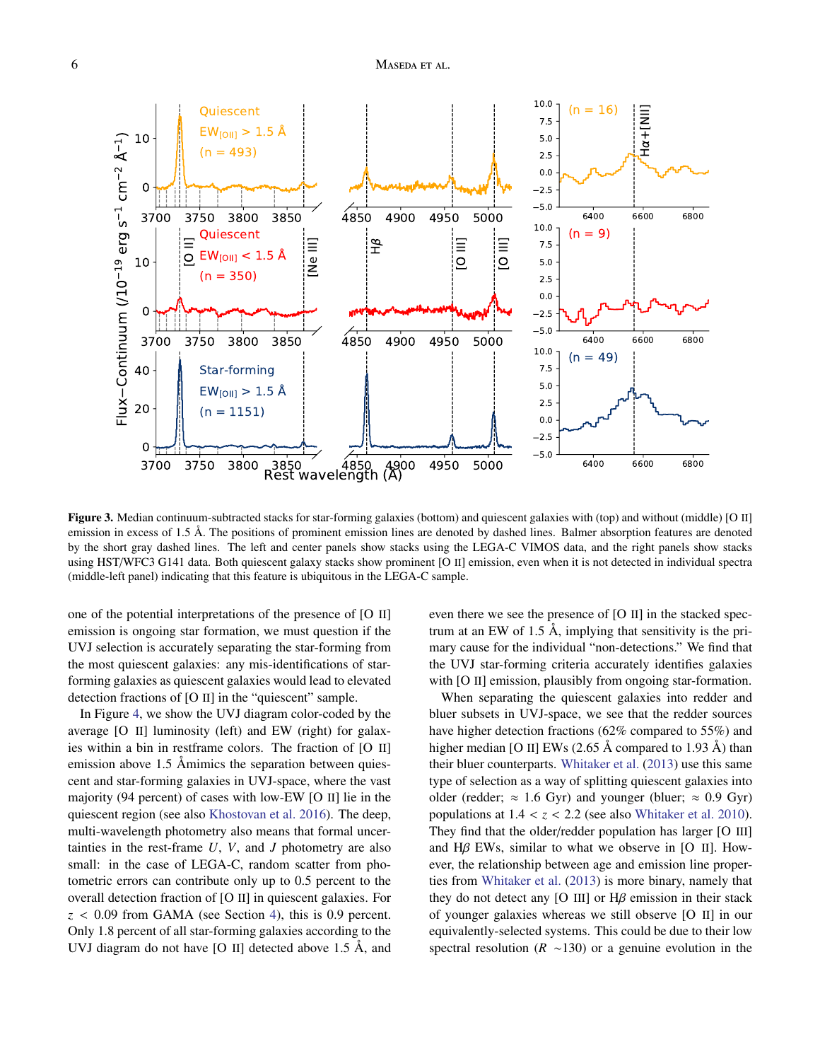**Figure 3.** Median continuum-subtracted stacks for star-forming galaxies (bottom) and quiescent galaxies with (top) and without (middle) [O II] emission in excess of 1.5 Å. The positions of prominent emission lines are denoted by dashed lines. Balmer absorption features are denoted by the short gray dashed lines. The left and center panels show stacks using the LEGA-C VIMOS data, and the right panels show stacks using HST/WFC3 G141 data. Both quiescent galaxy stacks show prominent [O II] emission, even when it is not detected in individual spectra (middle-left panel) indicating that this feature is ubiquitous in the LEGA-C sample.

one of the potential interpretations of the presence of [O II] emission is ongoing star formation, we must question if the UVJ selection is accurately separating the star-forming from the most quiescent galaxies: any mis-identifications of star-forming galaxies as quiescent galaxies would lead to elevated detection fractions of [O II] in the "quiescent" sample.

In Figure 4, we show the UVJ diagram color-coded by the average [O II] luminosity (left) and EW (right) for galaxies within a bin in restframe colors. The fraction of [O II] emission above 1.5 Åmimics the separation between quiescent and star-forming galaxies in UVJ-space, where the vast majority (94 percent) of cases with low-EW [O II] lie in the quiescent region (see also Khostovan et al. 2016). The deep, multi-wavelength photometry also means that formal uncertainties in the rest-frame $U$, $V$, and $J$ photometry are also small: in the case of LEGA-C, random scatter from photometric errors can contribute only up to 0.5 percent to the overall detection fraction of [O II] in quiescent galaxies. For $z < 0.09$ from GAMA (see Section 4), this is 0.9 percent. Only 1.8 percent of all star-forming galaxies according to the UVJ diagram do not have [O II] detected above 1.5 Å, and even there we see the presence of [O II] in the stacked spectrum at an EW of 1.5 Å, implying that sensitivity is the primary cause for the individual "non-detections." We find that the UVJ star-forming criteria accurately identifies galaxies with [O II] emission, plausibly from ongoing star-formation.

When separating the quiescent galaxies into redder and bluer subsets in UVJ-space, we see that the redder sources have higher detection fractions (62% compared to 55%) and higher median [O II] EWs (2.65 Å compared to 1.93 Å) than their bluer counterparts. Whitaker et al. (2013) use this same type of selection as a way of splitting quiescent galaxies into older (redder; $\approx$ 1.6 Gyr) and younger (bluer; $\approx$ 0.9 Gyr) populations at $1.4 < z < 2.2$ (see also Whitaker et al. 2010). They find that the older/redder population has larger [O III] and H$\beta$ EWs, similar to what we observe in [O II]. However, the relationship between age and emission line properties from Whitaker et al. (2013) is more binary, namely that they do not detect any [O III] or H$\beta$ emission in their stack of younger galaxies whereas we still observe [O II] in our equivalently-selected systems. This could be due to their low spectral resolution ($R$ ~130) or a genuine evolution in the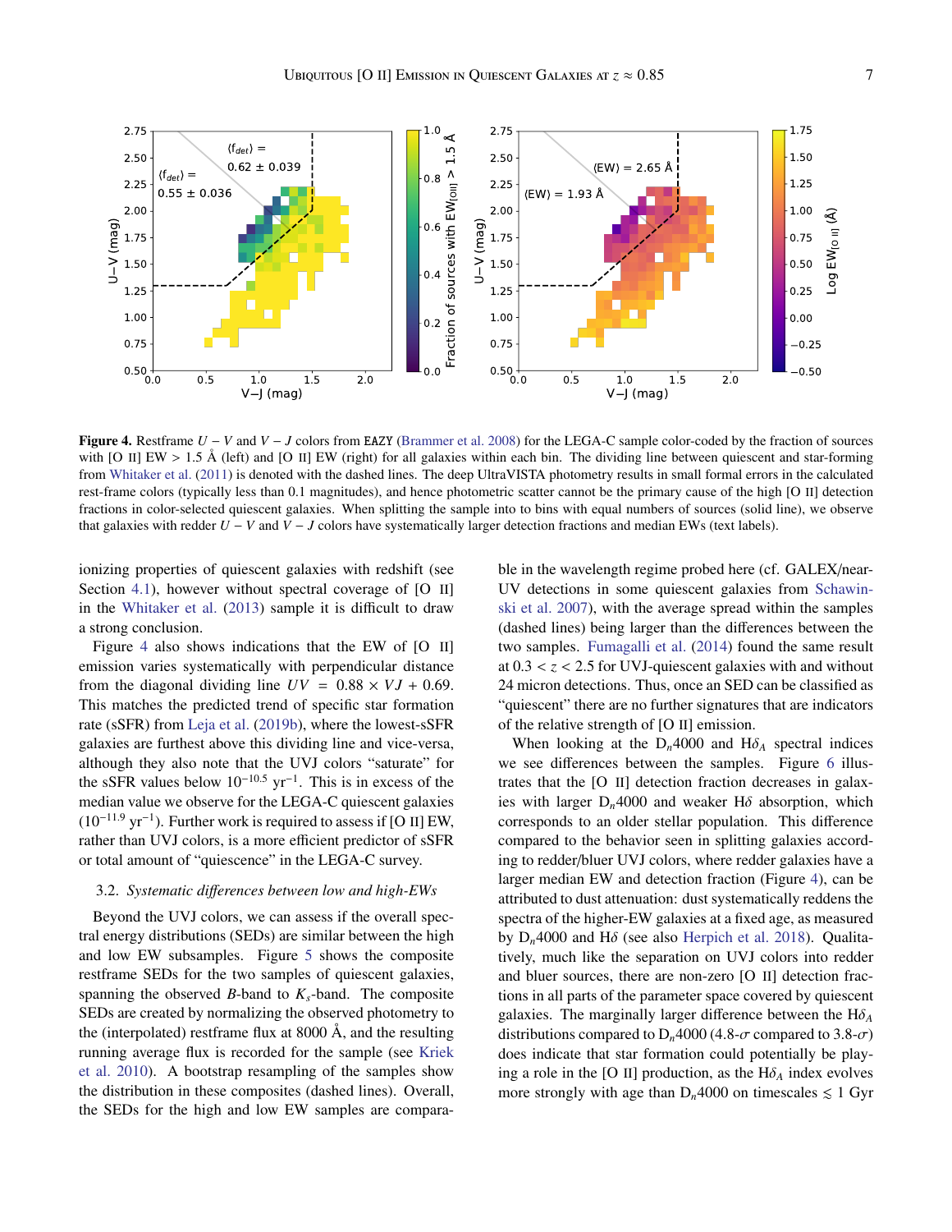**Figure 4.** Restframe $U-V$ and $V-J$ colors from EAZY (Brammer et al. 2008) for the LEGA-C sample color-coded by the fraction of sources with [O II] EW > 1.5 Å (left) and [O II] EW (right) for all galaxies within each bin. The dividing line between quiescent and star-forming from Whitaker et al. (2011) is denoted with the dashed lines. The deep UltraVISTA photometry results in small formal errors in the calculated rest-frame colors (typically less than 0.1 magnitudes), and hence photometric scatter cannot be the primary cause of the high [O II] detection fractions in color-selected quiescent galaxies. When splitting the sample into to bins with equal numbers of sources (solid line), we observe that galaxies with redder $U-V$ and $V-J$ colors have systematically larger detection fractions and median EWs (text labels).

ionizing properties of quiescent galaxies with redshift (see Section 4.1), however without spectral coverage of [O II] in the Whitaker et al. (2013) sample it is difficult to draw a strong conclusion.

Figure 4 also shows indications that the EW of [O II] emission varies systematically with perpendicular distance from the diagonal dividing line $UV = 0.88 \times VJ + 0.69$. This matches the predicted trend of specific star formation rate (sSFR) from Leja et al. (2019b), where the lowest-sSFR galaxies are furthest above this dividing line and vice-versa, although they also note that the UVJ colors "saturate" for the sSFR values below $10^{-10.5}$ yr$^{-1}$. This is in excess of the median value we observe for the LEGA-C quiescent galaxies ($10^{-11.9}$ yr$^{-1}$). Further work is required to assess if [O II] EW, rather than UVJ colors, is a more efficient predictor of sSFR or total amount of "quiescence" in the LEGA-C survey.

### 3.2. *Systematic differences between low and high-EWs*

Beyond the UVJ colors, we can assess if the overall spectral energy distributions (SEDs) are similar between the high and low EW subsamples. Figure 5 shows the composite restframe SEDs for the two samples of quiescent galaxies, spanning the observed $B$-band to $K_s$-band. The composite SEDs are created by normalizing the observed photometry to the (interpolated) restframe flux at 8000 Å, and the resulting running average flux is recorded for the sample (see Kriek et al. 2010). A bootstrap resampling of the samples show the distribution in these composites (dashed lines). Overall, the SEDs for the high and low EW samples are comparable in the wavelength regime probed here (cf. GALEX/near-UV detections in some quiescent galaxies from Schawinski et al. 2007), with the average spread within the samples (dashed lines) being larger than the differences between the two samples. Fumagalli et al. (2014) found the same result at $0.3 < z < 2.5$ for UVJ-quiescent galaxies with and without 24 micron detections. Thus, once an SED can be classified as "quiescent" there are no further signatures that are indicators of the relative strength of [O II] emission.

When looking at the $D_n4000$ and $H\delta_A$ spectral indices we see differences between the samples. Figure 6 illustrates that the [O II] detection fraction decreases in galaxies with larger $D_n4000$ and weaker $H\delta$ absorption, which corresponds to an older stellar population. This difference compared to the behavior seen in splitting galaxies according to redder/bluer UVJ colors, where redder galaxies have a larger median EW and detection fraction (Figure 4), can be attributed to dust attenuation: dust systematically reddens the spectra of the higher-EW galaxies at a fixed age, as measured by $D_n4000$ and $H\delta$ (see also Herpich et al. 2018). Qualitatively, much like the separation on UVJ colors into redder and bluer sources, there are non-zero [O II] detection fractions in all parts of the parameter space covered by quiescent galaxies. The marginally larger difference between the $H\delta_A$ distributions compared to $D_n4000$ (4.8-$\sigma$ compared to 3.8-$\sigma$) does indicate that star formation could potentially be playing a role in the [O II] production, as the $H\delta_A$ index evolves more strongly with age than $D_n4000$ on timescales $\lesssim 1$ Gyr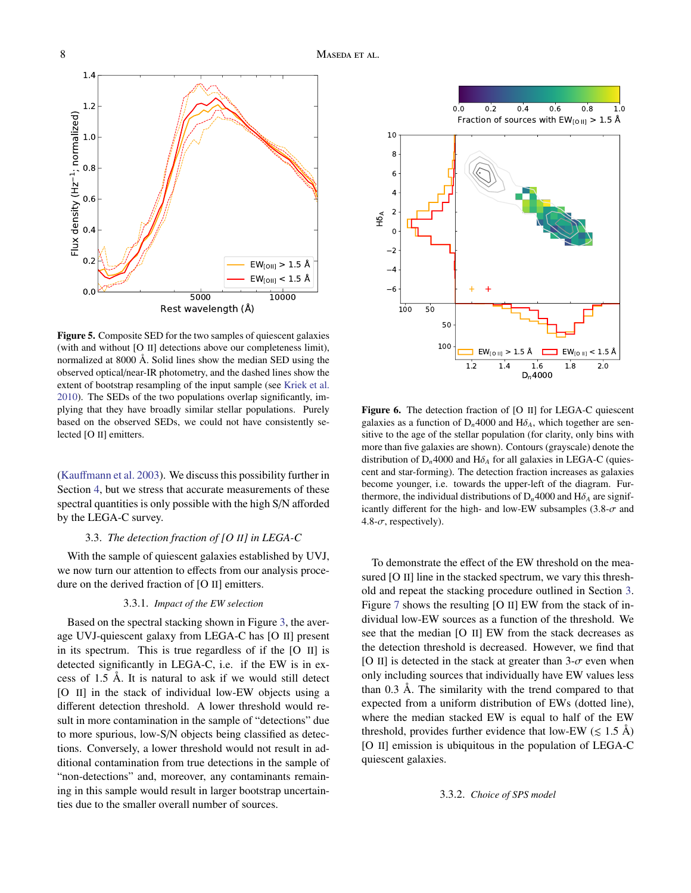**Figure 5.** Composite SED for the two samples of quiescent galaxies (with and without [O II] detections above our completeness limit), normalized at 8000 Å. Solid lines show the median SED using the observed optical/near-IR photometry, and the dashed lines show the extent of bootstrap resampling of the input sample (see Kriek et al. 2010). The SEDs of the two populations overlap significantly, implying that they have broadly similar stellar populations. Purely based on the observed SEDs, we could not have consistently selected [O II] emitters.

**Figure 6.** The detection fraction of [O II] for LEGA-C quiescent galaxies as a function of $D_n4000$ and $H\delta_A$, which together are sensitive to the age of the stellar population (for clarity, only bins with more than five galaxies are shown). Contours (grayscale) denote the distribution of $D_n4000$ and $H\delta_A$ for all galaxies in LEGA-C (quiescent and star-forming). The detection fraction increases as galaxies become younger, i.e. towards the upper-left of the diagram. Furthermore, the individual distributions of $D_n4000$ and $H\delta_A$ are significantly different for the high- and low-EW subsamples (3.8-$\sigma$ and 4.8-$\sigma$, respectively).

(Kauffmann et al. 2003). We discuss this possibility further in Section 4, but we stress that accurate measurements of these spectral quantities is only possible with the high S/N afforded by the LEGA-C survey.

### 3.3. *The detection fraction of [O II] in LEGA-C*

With the sample of quiescent galaxies established by UVJ, we now turn our attention to effects from our analysis procedure on the derived fraction of [O II] emitters.

#### 3.3.1. *Impact of the EW selection*

Based on the spectral stacking shown in Figure 3, the average UVJ-quiescent galaxy from LEGA-C has [O II] present in its spectrum. This is true regardless of if the [O II] is detected significantly in LEGA-C, i.e. if the EW is in excess of 1.5 Å. It is natural to ask if we would still detect [O II] in the stack of individual low-EW objects using a different detection threshold. A lower threshold would result in more contamination in the sample of "detections" due to more spurious, low-S/N objects being classified as detections. Conversely, a lower threshold would not result in additional contamination from true detections in the sample of "non-detections" and, moreover, any contaminants remaining in this sample would result in larger bootstrap uncertainties due to the smaller overall number of sources.

To demonstrate the effect of the EW threshold on the measured [O II] line in the stacked spectrum, we vary this threshold and repeat the stacking procedure outlined in Section 3. Figure 7 shows the resulting [O II] EW from the stack of individual low-EW sources as a function of the threshold. We see that the median [O II] EW from the stack decreases as the detection threshold is decreased. However, we find that [O II] is detected in the stack at greater than 3-$\sigma$ even when only including sources that individually have EW values less than 0.3 Å. The similarity with the trend compared to that expected from a uniform distribution of EWs (dotted line), where the median stacked EW is equal to half of the EW threshold, provides further evidence that low-EW ($\lesssim$ 1.5 Å) [O II] emission is ubiquitous in the population of LEGA-C quiescent galaxies.

#### 3.3.2. *Choice of SPS model*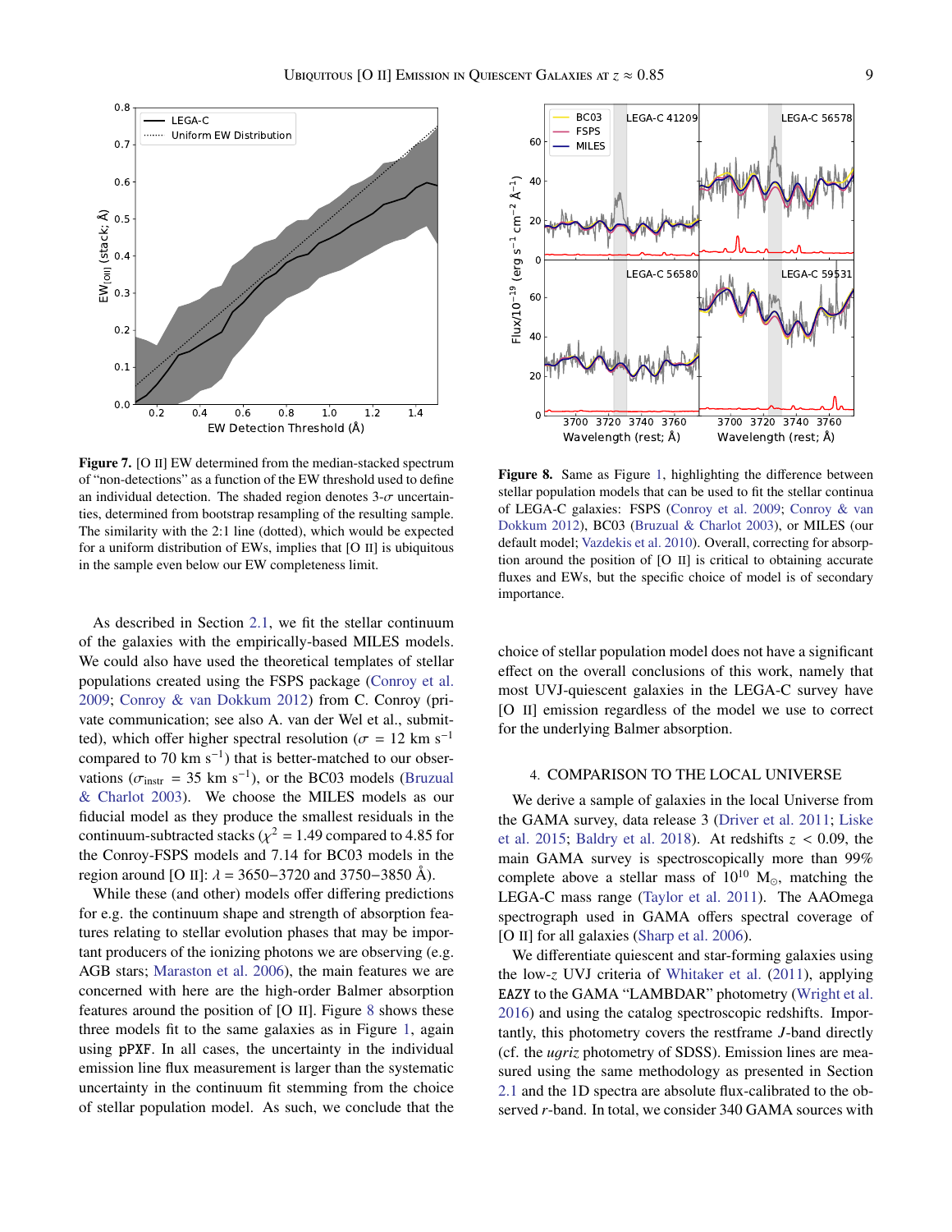**Figure 7.** [O II] EW determined from the median-stacked spectrum of "non-detections" as a function of the EW threshold used to define an individual detection. The shaded region denotes 3-$\sigma$ uncertainties, determined from bootstrap resampling of the resulting sample. The similarity with the 2:1 line (dotted), which would be expected for a uniform distribution of EWs, implies that [O II] is ubiquitous in the sample even below our EW completeness limit.

**Figure 8.** Same as Figure 1, highlighting the difference between stellar population models that can be used to fit the stellar continua of LEGA-C galaxies: FSPS (Conroy et al. 2009; Conroy & van Dokkum 2012), BC03 (Bruzual & Charlot 2003), or MILES (our default model; Vazdekis et al. 2010). Overall, correcting for absorption around the position of [O II] is critical to obtaining accurate fluxes and EWs, but the specific choice of model is of secondary importance.

As described in Section 2.1, we fit the stellar continuum of the galaxies with the empirically-based MILES models. We could also have used the theoretical templates of stellar populations created using the FSPS package (Conroy et al. 2009; Conroy & van Dokkum 2012) from C. Conroy (private communication; see also A. van der Wel et al., submitted), which offer higher spectral resolution ($\sigma$ = 12 km s$^{-1}$ compared to 70 km s$^{-1}$) that is better-matched to our observations ($\sigma_{\rm instr}$ = 35 km s$^{-1}$), or the BC03 models (Bruzual & Charlot 2003). We choose the MILES models as our fiducial model as they produce the smallest residuals in the continuum-subtracted stacks ($\chi^2$ = 1.49 compared to 4.85 for the Conroy-FSPS models and 7.14 for BC03 models in the region around [O II]: $\lambda$ = 3650−3720 and 3750−3850 Å).

While these (and other) models offer differing predictions for e.g. the continuum shape and strength of absorption features relating to stellar evolution phases that may be important producers of the ionizing photons we are observing (e.g. AGB stars; Maraston et al. 2006), the main features we are concerned with here are the high-order Balmer absorption features around the position of [O II]. Figure 8 shows these three models fit to the same galaxies as in Figure 1, again using pPXF. In all cases, the uncertainty in the individual emission line flux measurement is larger than the systematic uncertainty in the continuum fit stemming from the choice of stellar population model. As such, we conclude that the choice of stellar population model does not have a significant effect on the overall conclusions of this work, namely that most UVJ-quiescent galaxies in the LEGA-C survey have [O II] emission regardless of the model we use to correct for the underlying Balmer absorption.

## 4. COMPARISON TO THE LOCAL UNIVERSE

We derive a sample of galaxies in the local Universe from the GAMA survey, data release 3 (Driver et al. 2011; Liske et al. 2015; Baldry et al. 2018). At redshifts $z$ < 0.09, the main GAMA survey is spectroscopically more than 99% complete above a stellar mass of $10^{10}$ M$_\odot$, matching the LEGA-C mass range (Taylor et al. 2011). The AAOmega spectrograph used in GAMA offers spectral coverage of [O II] for all galaxies (Sharp et al. 2006).

We differentiate quiescent and star-forming galaxies using the low-$z$ UVJ criteria of Whitaker et al. (2011), applying EAZY to the GAMA "LAMBDAR" photometry (Wright et al. 2016) and using the catalog spectroscopic redshifts. Importantly, this photometry covers the restframe $J$-band directly (cf. the *ugriz* photometry of SDSS). Emission lines are measured using the same methodology as presented in Section 2.1 and the 1D spectra are absolute flux-calibrated to the observed $r$-band. In total, we consider 340 GAMA sources with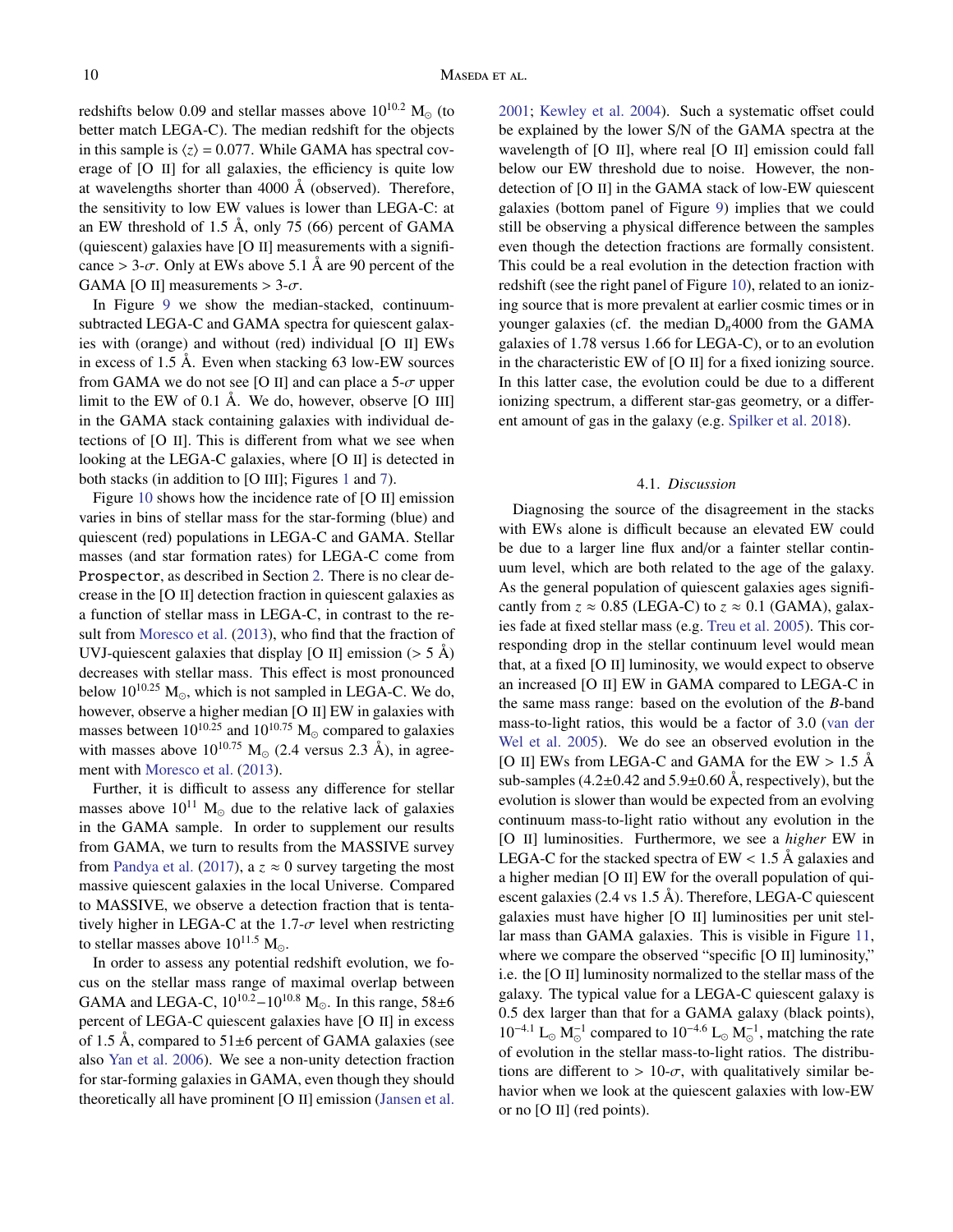redshifts below 0.09 and stellar masses above $10^{10.2}$ $M_\odot$ (to better match LEGA-C). The median redshift for the objects in this sample is $\langle z \rangle = 0.077$. While GAMA has spectral coverage of [O II] for all galaxies, the efficiency is quite low at wavelengths shorter than 4000 Å (observed). Therefore, the sensitivity to low EW values is lower than LEGA-C: at an EW threshold of 1.5 Å, only 75 (66) percent of GAMA (quiescent) galaxies have [O II] measurements with a significance $> 3$-$\sigma$. Only at EWs above 5.1 Å are 90 percent of the GAMA [O II] measurements $> 3$-$\sigma$.

In Figure 9 we show the median-stacked, continuum-subtracted LEGA-C and GAMA spectra for quiescent galaxies with (orange) and without (red) individual [O II] EWs in excess of 1.5 Å. Even when stacking 63 low-EW sources from GAMA we do not see [O II] and can place a 5-$\sigma$ upper limit to the EW of 0.1 Å. We do, however, observe [O III] in the GAMA stack containing galaxies with individual detections of [O II]. This is different from what we see when looking at the LEGA-C galaxies, where [O II] is detected in both stacks (in addition to [O III]; Figures 1 and 7).

Figure 10 shows how the incidence rate of [O II] emission varies in bins of stellar mass for the star-forming (blue) and quiescent (red) populations in LEGA-C and GAMA. Stellar masses (and star formation rates) for LEGA-C come from `Prospector`, as described in Section 2. There is no clear decrease in the [O II] detection fraction in quiescent galaxies as a function of stellar mass in LEGA-C, in contrast to the result from Moresco et al. (2013), who find that the fraction of UVJ-quiescent galaxies that display [O II] emission ($> 5$ Å) decreases with stellar mass. This effect is most pronounced below $10^{10.25}$ $M_\odot$, which is not sampled in LEGA-C. We do, however, observe a higher median [O II] EW in galaxies with masses between $10^{10.25}$ and $10^{10.75}$ $M_\odot$ compared to galaxies with masses above $10^{10.75}$ $M_\odot$ (2.4 versus 2.3 Å), in agreement with Moresco et al. (2013).

Further, it is difficult to assess any difference for stellar masses above $10^{11}$ $M_\odot$ due to the relative lack of galaxies in the GAMA sample. In order to supplement our results from GAMA, we turn to results from the MASSIVE survey from Pandya et al. (2017), a $z \approx 0$ survey targeting the most massive quiescent galaxies in the local Universe. Compared to MASSIVE, we observe a detection fraction that is tentatively higher in LEGA-C at the 1.7-$\sigma$ level when restricting to stellar masses above $10^{11.5}$ $M_\odot$.

In order to assess any potential redshift evolution, we focus on the stellar mass range of maximal overlap between GAMA and LEGA-C, $10^{10.2}$–$10^{10.8}$ $M_\odot$. In this range, 58±6 percent of LEGA-C quiescent galaxies have [O II] in excess of 1.5 Å, compared to 51±6 percent of GAMA galaxies (see also Yan et al. 2006). We see a non-unity detection fraction for star-forming galaxies in GAMA, even though they should theoretically all have prominent [O II] emission (Jansen et al. 2001; Kewley et al. 2004). Such a systematic offset could be explained by the lower S/N of the GAMA spectra at the wavelength of [O II], where real [O II] emission could fall below our EW threshold due to noise. However, the non-detection of [O II] in the GAMA stack of low-EW quiescent galaxies (bottom panel of Figure 9) implies that we could still be observing a physical difference between the samples even though the detection fractions are formally consistent. This could be a real evolution in the detection fraction with redshift (see the right panel of Figure 10), related to an ionizing source that is more prevalent at earlier cosmic times or in younger galaxies (cf. the median $D_n4000$ from the GAMA galaxies of 1.78 versus 1.66 for LEGA-C), or to an evolution in the characteristic EW of [O II] for a fixed ionizing source. In this latter case, the evolution could be due to a different ionizing spectrum, a different star-gas geometry, or a different amount of gas in the galaxy (e.g. Spilker et al. 2018).

### 4.1. *Discussion*

Diagnosing the source of the disagreement in the stacks with EWs alone is difficult because an elevated EW could be due to a larger line flux and/or a fainter stellar continuum level, which are both related to the age of the galaxy. As the general population of quiescent galaxies ages significantly from $z \approx 0.85$ (LEGA-C) to $z \approx 0.1$ (GAMA), galaxies fade at fixed stellar mass (e.g. Treu et al. 2005). This corresponding drop in the stellar continuum level would mean that, at a fixed [O II] luminosity, we would expect to observe an increased [O II] EW in GAMA compared to LEGA-C in the same mass range: based on the evolution of the *B*-band mass-to-light ratios, this would be a factor of 3.0 (van der Wel et al. 2005). We do see an observed evolution in the [O II] EWs from LEGA-C and GAMA for the EW $> 1.5$ Å sub-samples (4.2±0.42 and 5.9±0.60 Å, respectively), but the evolution is slower than would be expected from an evolving continuum mass-to-light ratio without any evolution in the [O II] luminosities. Furthermore, we see a *higher* EW in LEGA-C for the stacked spectra of EW $< 1.5$ Å galaxies and a higher median [O II] EW for the overall population of quiescent galaxies (2.4 vs 1.5 Å). Therefore, LEGA-C quiescent galaxies must have higher [O II] luminosities per unit stellar mass than GAMA galaxies. This is visible in Figure 11, where we compare the observed "specific [O II] luminosity," i.e. the [O II] luminosity normalized to the stellar mass of the galaxy. The typical value for a LEGA-C quiescent galaxy is 0.5 dex larger than that for a GAMA galaxy (black points), $10^{-4.1}$ $L_\odot$ $M_\odot^{-1}$ compared to $10^{-4.6}$ $L_\odot$ $M_\odot^{-1}$, matching the rate of evolution in the stellar mass-to-light ratios. The distributions are different to $> 10$-$\sigma$, with qualitatively similar behavior when we look at the quiescent galaxies with low-EW or no [O II] (red points).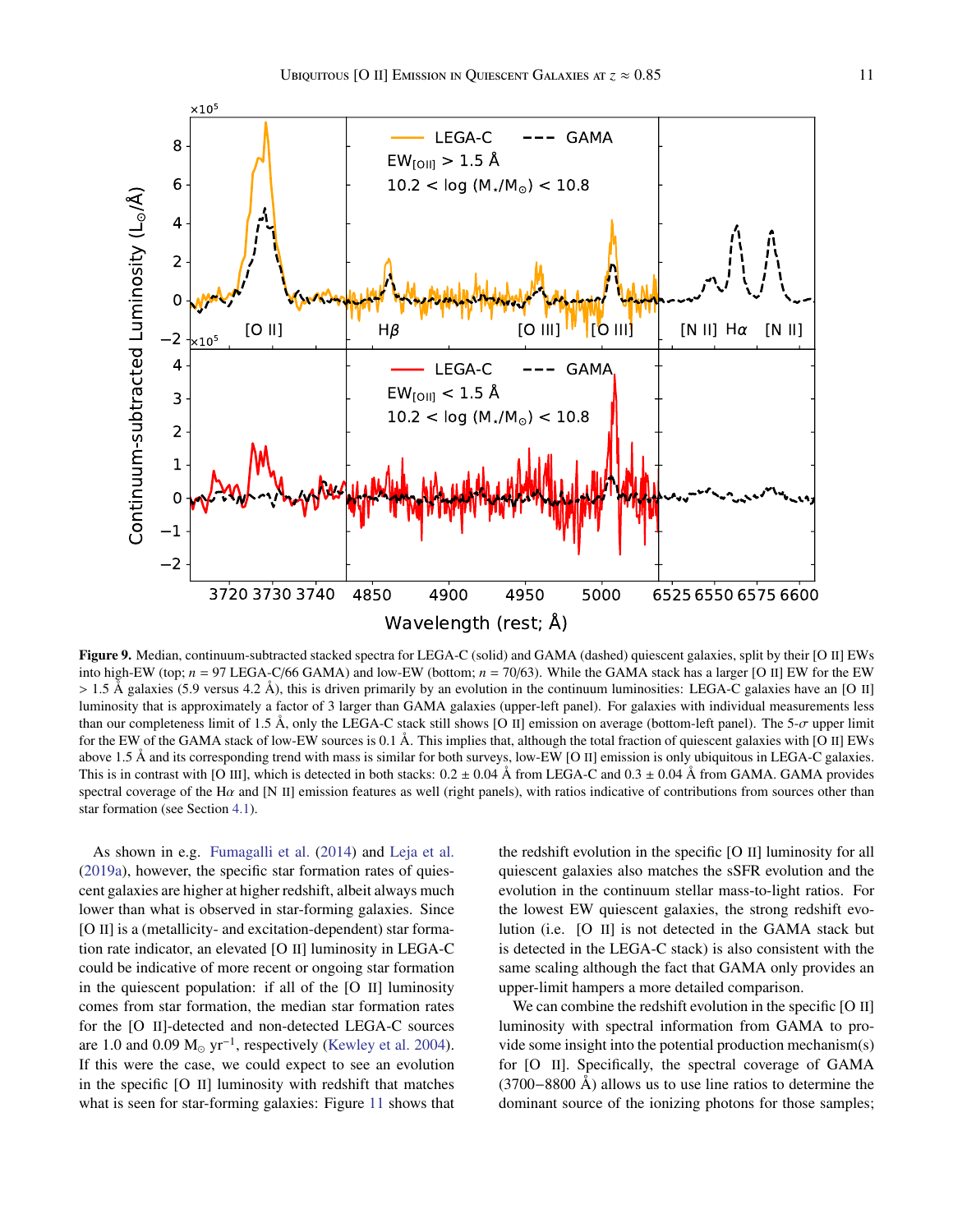**Figure 9.** Median, continuum-subtracted stacked spectra for LEGA-C (solid) and GAMA (dashed) quiescent galaxies, split by their [O II] EWs into high-EW (top; $n$ = 97 LEGA-C/66 GAMA) and low-EW (bottom; $n$ = 70/63). While the GAMA stack has a larger [O II] EW for the EW > 1.5 Å galaxies (5.9 versus 4.2 Å), this is driven primarily by an evolution in the continuum luminosities: LEGA-C galaxies have an [O II] luminosity that is approximately a factor of 3 larger than GAMA galaxies (upper-left panel). For galaxies with individual measurements less than our completeness limit of 1.5 Å, only the LEGA-C stack still shows [O II] emission on average (bottom-left panel). The 5-$\sigma$ upper limit for the EW of the GAMA stack of low-EW sources is 0.1 Å. This implies that, although the total fraction of quiescent galaxies with [O II] EWs above 1.5 Å and its corresponding trend with mass is similar for both surveys, low-EW [O II] emission is only ubiquitous in LEGA-C galaxies. This is in contrast with [O III], which is detected in both stacks: 0.2 ± 0.04 Å from LEGA-C and 0.3 ± 0.04 Å from GAMA. GAMA provides spectral coverage of the Hα and [N II] emission features as well (right panels), with ratios indicative of contributions from sources other than star formation (see Section 4.1).

As shown in e.g. Fumagalli et al. (2014) and Leja et al. (2019a), however, the specific star formation rates of quiescent galaxies are higher at higher redshift, albeit always much lower than what is observed in star-forming galaxies. Since [O II] is a (metallicity- and excitation-dependent) star formation rate indicator, an elevated [O II] luminosity in LEGA-C could be indicative of more recent or ongoing star formation in the quiescent population: if all of the [O II] luminosity comes from star formation, the median star formation rates for the [O II]-detected and non-detected LEGA-C sources are 1.0 and 0.09 $M_\odot$ yr$^{-1}$, respectively (Kewley et al. 2004). If this were the case, we could expect to see an evolution in the specific [O II] luminosity with redshift that matches what is seen for star-forming galaxies: Figure 11 shows that the redshift evolution in the specific [O II] luminosity for all quiescent galaxies also matches the sSFR evolution and the evolution in the continuum stellar mass-to-light ratios. For the lowest EW quiescent galaxies, the strong redshift evolution (i.e. [O II] is not detected in the GAMA stack but is detected in the LEGA-C stack) is also consistent with the same scaling although the fact that GAMA only provides an upper-limit hampers a more detailed comparison.

We can combine the redshift evolution in the specific [O II] luminosity with spectral information from GAMA to provide some insight into the potential production mechanism(s) for [O II]. Specifically, the spectral coverage of GAMA (3700−8800 Å) allows us to use line ratios to determine the dominant source of the ionizing photons for those samples;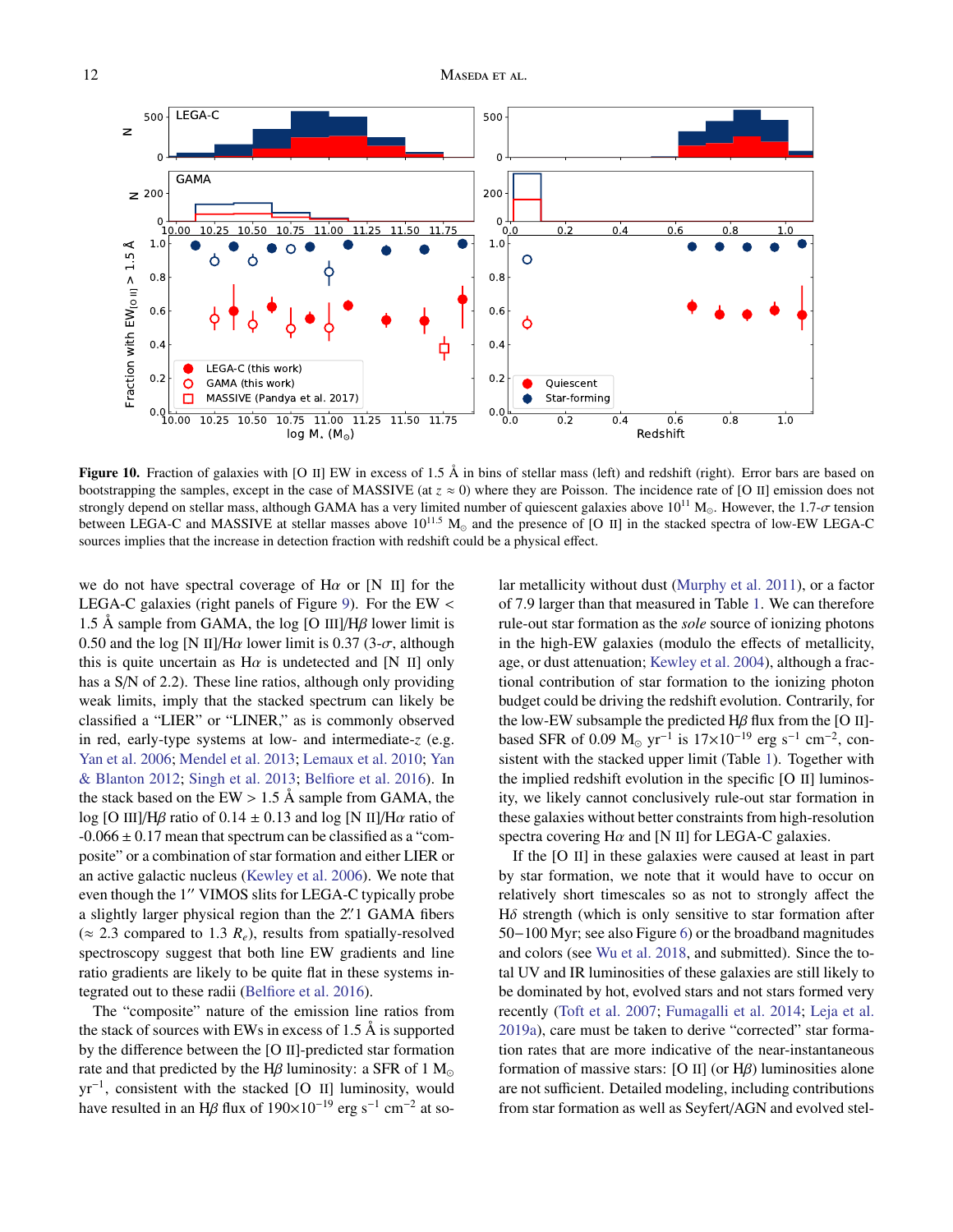**Figure 10.** Fraction of galaxies with [O II] EW in excess of 1.5 Å in bins of stellar mass (left) and redshift (right). Error bars are based on bootstrapping the samples, except in the case of MASSIVE (at $z \approx 0$) where they are Poisson. The incidence rate of [O II] emission does not strongly depend on stellar mass, although GAMA has a very limited number of quiescent galaxies above $10^{11}$ M$_\odot$. However, the 1.7-$\sigma$ tension between LEGA-C and MASSIVE at stellar masses above $10^{11.5}$ M$_\odot$ and the presence of [O II] in the stacked spectra of low-EW LEGA-C sources implies that the increase in detection fraction with redshift could be a physical effect.

we do not have spectral coverage of H$\alpha$ or [N II] for the LEGA-C galaxies (right panels of Figure 9). For the EW < 1.5 Å sample from GAMA, the log [O III]/H$\beta$ lower limit is 0.50 and the log [N II]/H$\alpha$ lower limit is 0.37 (3-$\sigma$, although this is quite uncertain as H$\alpha$ is undetected and [N II] only has a S/N of 2.2). These line ratios, although only providing weak limits, imply that the stacked spectrum can likely be classified a "LIER" or "LINER," as is commonly observed in red, early-type systems at low- and intermediate-$z$ (e.g. Yan et al. 2006; Mendel et al. 2013; Lemaux et al. 2010; Yan & Blanton 2012; Singh et al. 2013; Belfiore et al. 2016). In the stack based on the EW > 1.5 Å sample from GAMA, the log [O III]/H$\beta$ ratio of 0.14 ± 0.13 and log [N II]/H$\alpha$ ratio of -0.066 ± 0.17 mean that spectrum can be classified as a "composite" or a combination of star formation and either LIER or an active galactic nucleus (Kewley et al. 2006). We note that even though the 1″ VIMOS slits for LEGA-C typically probe a slightly larger physical region than the 2.″1 GAMA fibers (≈ 2.3 compared to 1.3 $R_e$), results from spatially-resolved spectroscopy suggest that both line EW gradients and line ratio gradients are likely to be quite flat in these systems integrated out to these radii (Belfiore et al. 2016).

The "composite" nature of the emission line ratios from the stack of sources with EWs in excess of 1.5 Å is supported by the difference between the [O II]-predicted star formation rate and that predicted by the H$\beta$ luminosity: a SFR of 1 M$_\odot$ yr$^{-1}$, consistent with the stacked [O II] luminosity, would have resulted in an H$\beta$ flux of 190×10$^{-19}$ erg s$^{-1}$ cm$^{-2}$ at solar metallicity without dust (Murphy et al. 2011), or a factor of 7.9 larger than that measured in Table 1. We can therefore rule-out star formation as the *sole* source of ionizing photons in the high-EW galaxies (modulo the effects of metallicity, age, or dust attenuation; Kewley et al. 2004), although a fractional contribution of star formation to the ionizing photon budget could be driving the redshift evolution. Contrarily, for the low-EW subsample the predicted H$\beta$ flux from the [O II]-based SFR of 0.09 M$_\odot$ yr$^{-1}$ is 17×10$^{-19}$ erg s$^{-1}$ cm$^{-2}$, consistent with the stacked upper limit (Table 1). Together with the implied redshift evolution in the specific [O II] luminosity, we likely cannot conclusively rule-out star formation in these galaxies without better constraints from high-resolution spectra covering H$\alpha$ and [N II] for LEGA-C galaxies.

If the [O II] in these galaxies were caused at least in part by star formation, we note that it would have to occur on relatively short timescales so as not to strongly affect the H$\delta$ strength (which is only sensitive to star formation after 50−100 Myr; see also Figure 6) or the broadband magnitudes and colors (see Wu et al. 2018, and submitted). Since the total UV and IR luminosities of these galaxies are still likely to be dominated by hot, evolved stars and not stars formed very recently (Toft et al. 2007; Fumagalli et al. 2014; Leja et al. 2019a), care must be taken to derive "corrected" star formation rates that are more indicative of the near-instantaneous formation of massive stars: [O II] (or H$\beta$) luminosities alone are not sufficient. Detailed modeling, including contributions from star formation as well as Seyfert/AGN and evolved stel-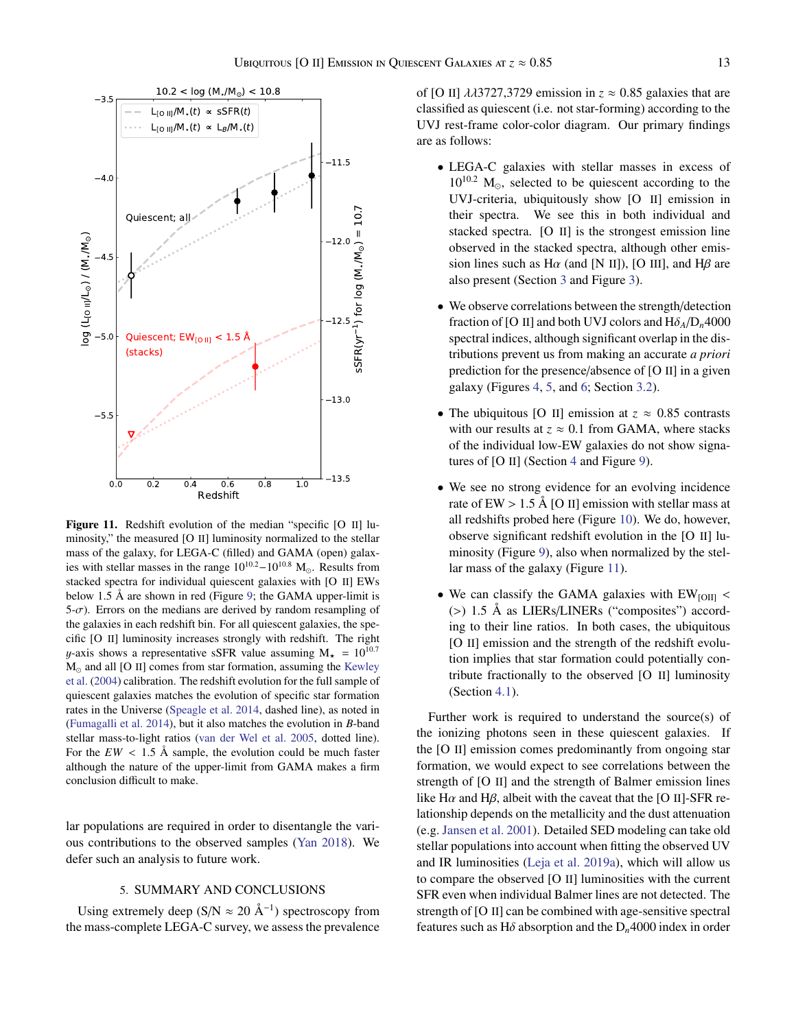**Figure 11.** Redshift evolution of the median "specific [O II] luminosity," the measured [O II] luminosity normalized to the stellar mass of the galaxy, for LEGA-C (filled) and GAMA (open) galaxies with stellar masses in the range $10^{10.2}-10^{10.8}$ M$_{\odot}$. Results from stacked spectra for individual quiescent galaxies with [O II] EWs below 1.5 Å are shown in red (Figure 9; the GAMA upper-limit is 5-$\sigma$). Errors on the medians are derived by random resampling of the galaxies in each redshift bin. For all quiescent galaxies, the specific [O II] luminosity increases strongly with redshift. The right $y$-axis shows a representative sSFR value assuming $M_{\star} = 10^{10.7}$ M$_{\odot}$ and all [O II] comes from star formation, assuming the Kewley et al. (2004) calibration. The redshift evolution for the full sample of quiescent galaxies matches the evolution of specific star formation rates in the Universe (Speagle et al. 2014, dashed line), as noted in (Fumagalli et al. 2014), but it also matches the evolution in $B$-band stellar mass-to-light ratios (van der Wel et al. 2005, dotted line). For the $EW$ < 1.5 Å sample, the evolution could be much faster although the nature of the upper-limit from GAMA makes a firm conclusion difficult to make.

lar populations are required in order to disentangle the various contributions to the observed samples (Yan 2018). We defer such an analysis to future work.

## 5. SUMMARY AND CONCLUSIONS

Using extremely deep (S/N ≈ 20 Å$^{-1}$) spectroscopy from the mass-complete LEGA-C survey, we assess the prevalence of [O II] $\lambda\lambda$3727,3729 emission in $z \approx 0.85$ galaxies that are classified as quiescent (i.e. not star-forming) according to the UVJ rest-frame color-color diagram. Our primary findings are as follows:

- LEGA-C galaxies with stellar masses in excess of $10^{10.2}$ M$_{\odot}$, selected to be quiescent according to the UVJ-criteria, ubiquitously show [O II] emission in their spectra. We see this in both individual and stacked spectra. [O II] is the strongest emission line observed in the stacked spectra, although other emission lines such as H$\alpha$ (and [N II]), [O III], and H$\beta$ are also present (Section 3 and Figure 3).
- We observe correlations between the strength/detection fraction of [O II] and both UVJ colors and H$\delta_A$/D$_n$4000 spectral indices, although significant overlap in the distributions prevent us from making an accurate *a priori* prediction for the presence/absence of [O II] in a given galaxy (Figures 4, 5, and 6; Section 3.2).
- The ubiquitous [O II] emission at $z \approx 0.85$ contrasts with our results at $z \approx 0.1$ from GAMA, where stacks of the individual low-EW galaxies do not show signatures of [O II] (Section 4 and Figure 9).
- We see no strong evidence for an evolving incidence rate of EW > 1.5 Å [O II] emission with stellar mass at all redshifts probed here (Figure 10). We do, however, observe significant redshift evolution in the [O II] luminosity (Figure 9), also when normalized by the stellar mass of the galaxy (Figure 11).
- We can classify the GAMA galaxies with EW$_{[OII]}$ < (>) 1.5 Å as LIERs/LINERs ("composites") according to their line ratios. In both cases, the ubiquitous [O II] emission and the strength of the redshift evolution implies that star formation could potentially contribute fractionally to the observed [O II] luminosity (Section 4.1).

Further work is required to understand the source(s) of the ionizing photons seen in these quiescent galaxies. If the [O II] emission comes predominantly from ongoing star formation, we would expect to see correlations between the strength of [O II] and the strength of Balmer emission lines like H$\alpha$ and H$\beta$, albeit with the caveat that the [O II]-SFR relationship depends on the metallicity and the dust attenuation (e.g. Jansen et al. 2001). Detailed SED modeling can take old stellar populations into account when fitting the observed UV and IR luminosities (Leja et al. 2019a), which will allow us to compare the observed [O II] luminosities with the current SFR even when individual Balmer lines are not detected. The strength of [O II] can be combined with age-sensitive spectral features such as H$\delta$ absorption and the D$_n$4000 index in order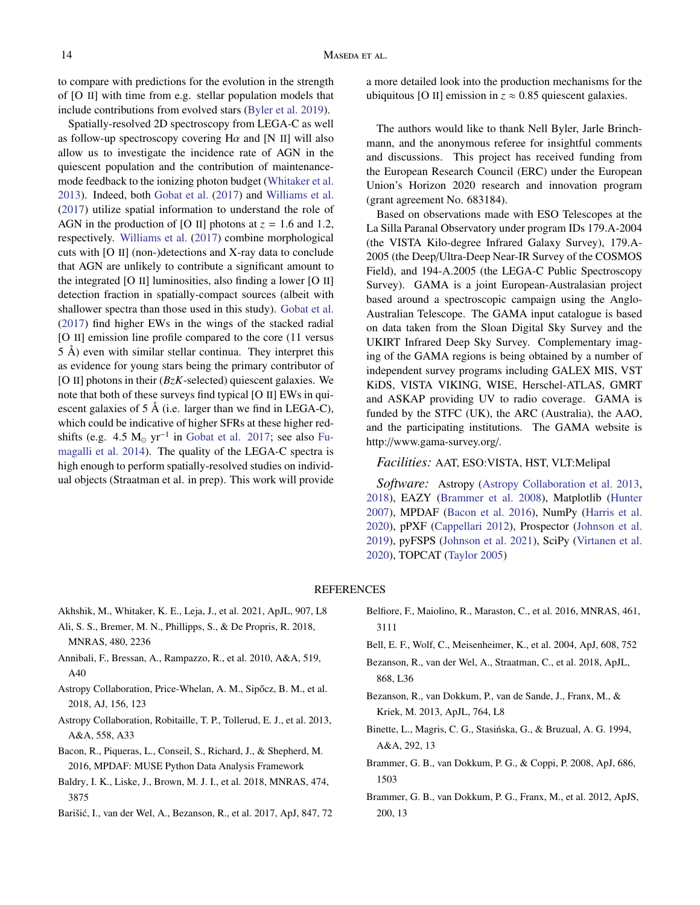to compare with predictions for the evolution in the strength of [O II] with time from e.g. stellar population models that include contributions from evolved stars (Byler et al. 2019).

Spatially-resolved 2D spectroscopy from LEGA-C as well as follow-up spectroscopy covering H$\alpha$ and [N II] will also allow us to investigate the incidence rate of AGN in the quiescent population and the contribution of maintenance-mode feedback to the ionizing photon budget (Whitaker et al. 2013). Indeed, both Gobat et al. (2017) and Williams et al. (2017) utilize spatial information to understand the role of AGN in the production of [O II] photons at $z$ = 1.6 and 1.2, respectively. Williams et al. (2017) combine morphological cuts with [O II] (non-)detections and X-ray data to conclude that AGN are unlikely to contribute a significant amount to the integrated [O II] luminosities, also finding a lower [O II] detection fraction in spatially-compact sources (albeit with shallower spectra than those used in this study). Gobat et al. (2017) find higher EWs in the wings of the stacked radial [O II] emission line profile compared to the core (11 versus 5 Å) even with similar stellar continua. They interpret this as evidence for young stars being the primary contributor of [O II] photons in their (*BzK*-selected) quiescent galaxies. We note that both of these surveys find typical [O II] EWs in quiescent galaxies of 5 Å (i.e. larger than we find in LEGA-C), which could be indicative of higher SFRs at these higher redshifts (e.g. 4.5 $M_{\odot}$ $yr^{-1}$ in Gobat et al. 2017; see also Fumagalli et al. 2014). The quality of the LEGA-C spectra is high enough to perform spatially-resolved studies on individual objects (Straatman et al. in prep). This work will provide a more detailed look into the production mechanisms for the ubiquitous [O II] emission in $z \approx 0.85$ quiescent galaxies.

The authors would like to thank Nell Byler, Jarle Brinchmann, and the anonymous referee for insightful comments and discussions. This project has received funding from the European Research Council (ERC) under the European Union's Horizon 2020 research and innovation program (grant agreement No. 683184).

Based on observations made with ESO Telescopes at the La Silla Paranal Observatory under program IDs 179.A-2004 (the VISTA Kilo-degree Infrared Galaxy Survey), 179.A-2005 (the Deep/Ultra-Deep Near-IR Survey of the COSMOS Field), and 194-A.2005 (the LEGA-C Public Spectroscopy Survey). GAMA is a joint European-Australasian project based around a spectroscopic campaign using the Anglo-Australian Telescope. The GAMA input catalogue is based on data taken from the Sloan Digital Sky Survey and the UKIRT Infrared Deep Sky Survey. Complementary imaging of the GAMA regions is being obtained by a number of independent survey programs including GALEX MIS, VST KiDS, VISTA VIKING, WISE, Herschel-ATLAS, GMRT and ASKAP providing UV to radio coverage. GAMA is funded by the STFC (UK), the ARC (Australia), the AAO, and the participating institutions. The GAMA website is http://www.gama-survey.org/.

*Facilities:* AAT, ESO:VISTA, HST, VLT:Melipal

*Software:* Astropy (Astropy Collaboration et al. 2013, 2018), EAZY (Brammer et al. 2008), Matplotlib (Hunter 2007), MPDAF (Bacon et al. 2016), NumPy (Harris et al. 2020), pPXF (Cappellari 2012), Prospector (Johnson et al. 2019), pyFSPS (Johnson et al. 2021), SciPy (Virtanen et al. 2020), TOPCAT (Taylor 2005)

## REFERENCES

Akhshik, M., Whitaker, K. E., Leja, J., et al. 2021, ApJL, 907, L8

Ali, S. S., Bremer, M. N., Phillipps, S., & De Propris, R. 2018, MNRAS, 480, 2236

Annibali, F., Bressan, A., Rampazzo, R., et al. 2010, A&A, 519, A40

Astropy Collaboration, Price-Whelan, A. M., Sipőcz, B. M., et al. 2018, AJ, 156, 123

Astropy Collaboration, Robitaille, T. P., Tollerud, E. J., et al. 2013, A&A, 558, A33

Bacon, R., Piqueras, L., Conseil, S., Richard, J., & Shepherd, M. 2016, MPDAF: MUSE Python Data Analysis Framework

Baldry, I. K., Liske, J., Brown, M. J. I., et al. 2018, MNRAS, 474, 3875

Barišić, I., van der Wel, A., Bezanson, R., et al. 2017, ApJ, 847, 72

Belfiore, F., Maiolino, R., Maraston, C., et al. 2016, MNRAS, 461, 3111

Bell, E. F., Wolf, C., Meisenheimer, K., et al. 2004, ApJ, 608, 752

Bezanson, R., van der Wel, A., Straatman, C., et al. 2018, ApJL, 868, L36

Bezanson, R., van Dokkum, P., van de Sande, J., Franx, M., & Kriek, M. 2013, ApJL, 764, L8

Binette, L., Magris, C. G., Stasińska, G., & Bruzual, A. G. 1994, A&A, 292, 13

Brammer, G. B., van Dokkum, P. G., & Coppi, P. 2008, ApJ, 686, 1503

Brammer, G. B., van Dokkum, P. G., Franx, M., et al. 2012, ApJS, 200, 13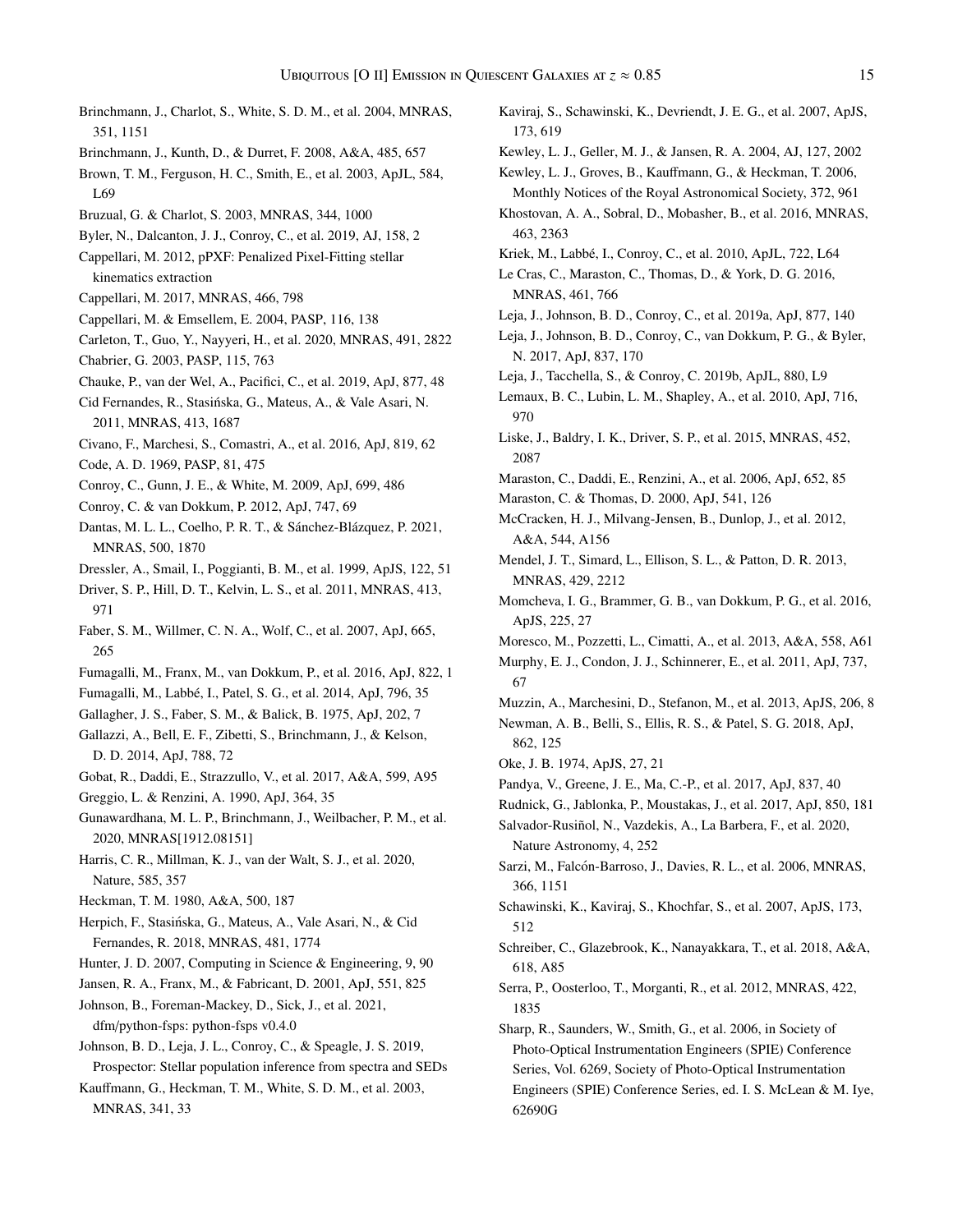Brinchmann, J., Charlot, S., White, S. D. M., et al. 2004, MNRAS, 351, 1151

Brinchmann, J., Kunth, D., & Durret, F. 2008, A&A, 485, 657

Brown, T. M., Ferguson, H. C., Smith, E., et al. 2003, ApJL, 584, L69

Bruzual, G. & Charlot, S. 2003, MNRAS, 344, 1000

Byler, N., Dalcanton, J. J., Conroy, C., et al. 2019, AJ, 158, 2

Cappellari, M. 2012, pPXF: Penalized Pixel-Fitting stellar kinematics extraction

Cappellari, M. 2017, MNRAS, 466, 798

Cappellari, M. & Emsellem, E. 2004, PASP, 116, 138

Carleton, T., Guo, Y., Nayyeri, H., et al. 2020, MNRAS, 491, 2822

Chabrier, G. 2003, PASP, 115, 763

Chauke, P., van der Wel, A., Pacifici, C., et al. 2019, ApJ, 877, 48

Cid Fernandes, R., Stasińska, G., Mateus, A., & Vale Asari, N. 2011, MNRAS, 413, 1687

Civano, F., Marchesi, S., Comastri, A., et al. 2016, ApJ, 819, 62

Code, A. D. 1969, PASP, 81, 475

Conroy, C., Gunn, J. E., & White, M. 2009, ApJ, 699, 486

Conroy, C. & van Dokkum, P. 2012, ApJ, 747, 69

Dantas, M. L. L., Coelho, P. R. T., & Sánchez-Blázquez, P. 2021, MNRAS, 500, 1870

Dressler, A., Smail, I., Poggianti, B. M., et al. 1999, ApJS, 122, 51

Driver, S. P., Hill, D. T., Kelvin, L. S., et al. 2011, MNRAS, 413, 971

Faber, S. M., Willmer, C. N. A., Wolf, C., et al. 2007, ApJ, 665, 265

Fumagalli, M., Franx, M., van Dokkum, P., et al. 2016, ApJ, 822, 1

Fumagalli, M., Labbé, I., Patel, S. G., et al. 2014, ApJ, 796, 35

Gallagher, J. S., Faber, S. M., & Balick, B. 1975, ApJ, 202, 7

Gallazzi, A., Bell, E. F., Zibetti, S., Brinchmann, J., & Kelson, D. D. 2014, ApJ, 788, 72

Gobat, R., Daddi, E., Strazzullo, V., et al. 2017, A&A, 599, A95

Greggio, L. & Renzini, A. 1990, ApJ, 364, 35

Gunawardhana, M. L. P., Brinchmann, J., Weilbacher, P. M., et al. 2020, MNRAS[1912.08151]

Harris, C. R., Millman, K. J., van der Walt, S. J., et al. 2020, Nature, 585, 357

Heckman, T. M. 1980, A&A, 500, 187

Herpich, F., Stasińska, G., Mateus, A., Vale Asari, N., & Cid Fernandes, R. 2018, MNRAS, 481, 1774

Hunter, J. D. 2007, Computing in Science & Engineering, 9, 90

Jansen, R. A., Franx, M., & Fabricant, D. 2001, ApJ, 551, 825

Johnson, B., Foreman-Mackey, D., Sick, J., et al. 2021, dfm/python-fsps: python-fsps v0.4.0

Johnson, B. D., Leja, J. L., Conroy, C., & Speagle, J. S. 2019, Prospector: Stellar population inference from spectra and SEDs

Kauffmann, G., Heckman, T. M., White, S. D. M., et al. 2003, MNRAS, 341, 33

Kaviraj, S., Schawinski, K., Devriendt, J. E. G., et al. 2007, ApJS, 173, 619

Kewley, L. J., Geller, M. J., & Jansen, R. A. 2004, AJ, 127, 2002

Kewley, L. J., Groves, B., Kauffmann, G., & Heckman, T. 2006, Monthly Notices of the Royal Astronomical Society, 372, 961

Khostovan, A. A., Sobral, D., Mobasher, B., et al. 2016, MNRAS, 463, 2363

Kriek, M., Labbé, I., Conroy, C., et al. 2010, ApJL, 722, L64

Le Cras, C., Maraston, C., Thomas, D., & York, D. G. 2016, MNRAS, 461, 766

Leja, J., Johnson, B. D., Conroy, C., et al. 2019a, ApJ, 877, 140

Leja, J., Johnson, B. D., Conroy, C., van Dokkum, P. G., & Byler, N. 2017, ApJ, 837, 170

Leja, J., Tacchella, S., & Conroy, C. 2019b, ApJL, 880, L9

Lemaux, B. C., Lubin, L. M., Shapley, A., et al. 2010, ApJ, 716, 970

Liske, J., Baldry, I. K., Driver, S. P., et al. 2015, MNRAS, 452, 2087

Maraston, C., Daddi, E., Renzini, A., et al. 2006, ApJ, 652, 85

Maraston, C. & Thomas, D. 2000, ApJ, 541, 126

McCracken, H. J., Milvang-Jensen, B., Dunlop, J., et al. 2012, A&A, 544, A156

Mendel, J. T., Simard, L., Ellison, S. L., & Patton, D. R. 2013, MNRAS, 429, 2212

Momcheva, I. G., Brammer, G. B., van Dokkum, P. G., et al. 2016, ApJS, 225, 27

Moresco, M., Pozzetti, L., Cimatti, A., et al. 2013, A&A, 558, A61

Murphy, E. J., Condon, J. J., Schinnerer, E., et al. 2011, ApJ, 737, 67

Muzzin, A., Marchesini, D., Stefanon, M., et al. 2013, ApJS, 206, 8

Newman, A. B., Belli, S., Ellis, R. S., & Patel, S. G. 2018, ApJ, 862, 125

Oke, J. B. 1974, ApJS, 27, 21

Pandya, V., Greene, J. E., Ma, C.-P., et al. 2017, ApJ, 837, 40

Rudnick, G., Jablonka, P., Moustakas, J., et al. 2017, ApJ, 850, 181

Salvador-Rusiñol, N., Vazdekis, A., La Barbera, F., et al. 2020, Nature Astronomy, 4, 252

Sarzi, M., Falcón-Barroso, J., Davies, R. L., et al. 2006, MNRAS, 366, 1151

Schawinski, K., Kaviraj, S., Khochfar, S., et al. 2007, ApJS, 173, 512

Schreiber, C., Glazebrook, K., Nanayakkara, T., et al. 2018, A&A, 618, A85

Serra, P., Oosterloo, T., Morganti, R., et al. 2012, MNRAS, 422, 1835

Sharp, R., Saunders, W., Smith, G., et al. 2006, in Society of Photo-Optical Instrumentation Engineers (SPIE) Conference Series, Vol. 6269, Society of Photo-Optical Instrumentation Engineers (SPIE) Conference Series, ed. I. S. McLean & M. Iye, 62690G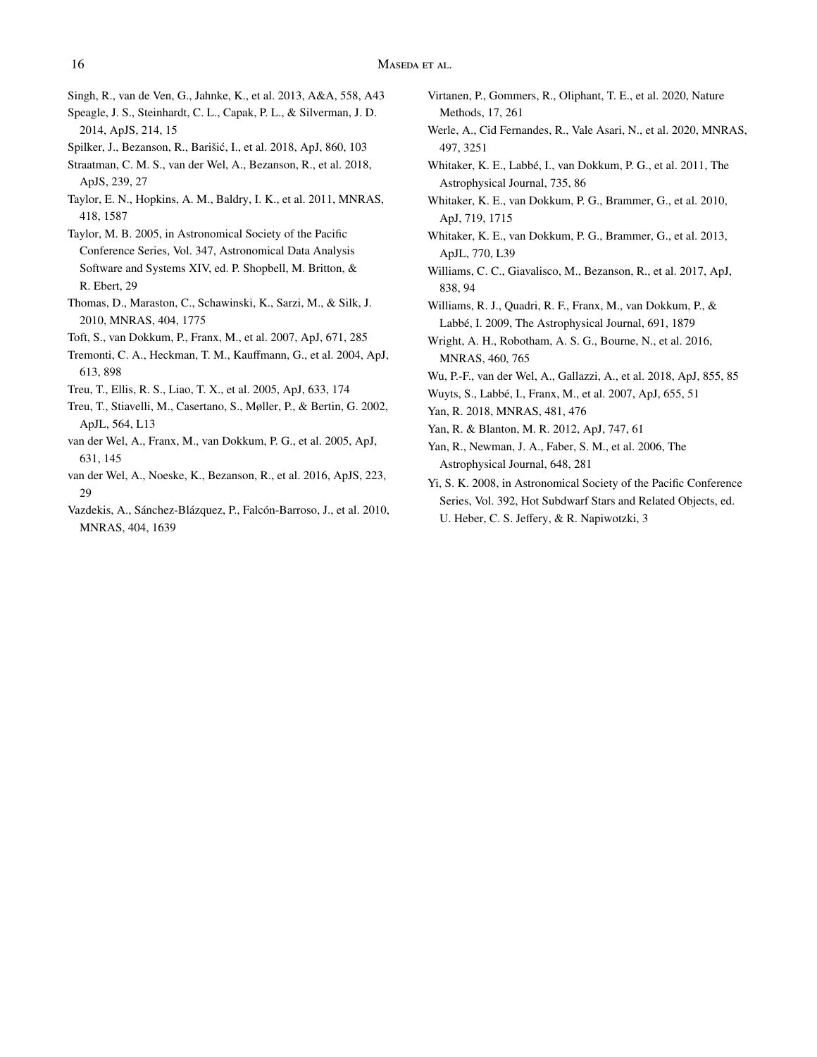Singh, R., van de Ven, G., Jahnke, K., et al. 2013, A&A, 558, A43

Speagle, J. S., Steinhardt, C. L., Capak, P. L., & Silverman, J. D. 2014, ApJS, 214, 15

Spilker, J., Bezanson, R., Barišić, I., et al. 2018, ApJ, 860, 103

Straatman, C. M. S., van der Wel, A., Bezanson, R., et al. 2018, ApJS, 239, 27

Taylor, E. N., Hopkins, A. M., Baldry, I. K., et al. 2011, MNRAS, 418, 1587

Taylor, M. B. 2005, in Astronomical Society of the Pacific Conference Series, Vol. 347, Astronomical Data Analysis Software and Systems XIV, ed. P. Shopbell, M. Britton, & R. Ebert, 29

Thomas, D., Maraston, C., Schawinski, K., Sarzi, M., & Silk, J. 2010, MNRAS, 404, 1775

Toft, S., van Dokkum, P., Franx, M., et al. 2007, ApJ, 671, 285

Tremonti, C. A., Heckman, T. M., Kauffmann, G., et al. 2004, ApJ, 613, 898

Treu, T., Ellis, R. S., Liao, T. X., et al. 2005, ApJ, 633, 174

Treu, T., Stiavelli, M., Casertano, S., Møller, P., & Bertin, G. 2002, ApJL, 564, L13

van der Wel, A., Franx, M., van Dokkum, P. G., et al. 2005, ApJ, 631, 145

van der Wel, A., Noeske, K., Bezanson, R., et al. 2016, ApJS, 223, 29

Vazdekis, A., Sánchez-Blázquez, P., Falcón-Barroso, J., et al. 2010, MNRAS, 404, 1639

Virtanen, P., Gommers, R., Oliphant, T. E., et al. 2020, Nature Methods, 17, 261

Werle, A., Cid Fernandes, R., Vale Asari, N., et al. 2020, MNRAS, 497, 3251

Whitaker, K. E., Labbé, I., van Dokkum, P. G., et al. 2011, The Astrophysical Journal, 735, 86

Whitaker, K. E., van Dokkum, P. G., Brammer, G., et al. 2010, ApJ, 719, 1715

Whitaker, K. E., van Dokkum, P. G., Brammer, G., et al. 2013, ApJL, 770, L39

Williams, C. C., Giavalisco, M., Bezanson, R., et al. 2017, ApJ, 838, 94

Williams, R. J., Quadri, R. F., Franx, M., van Dokkum, P., & Labbé, I. 2009, The Astrophysical Journal, 691, 1879

Wright, A. H., Robotham, A. S. G., Bourne, N., et al. 2016, MNRAS, 460, 765

Wu, P.-F., van der Wel, A., Gallazzi, A., et al. 2018, ApJ, 855, 85

Wuyts, S., Labbé, I., Franx, M., et al. 2007, ApJ, 655, 51

Yan, R. 2018, MNRAS, 481, 476

Yan, R. & Blanton, M. R. 2012, ApJ, 747, 61

Yan, R., Newman, J. A., Faber, S. M., et al. 2006, The Astrophysical Journal, 648, 281

Yi, S. K. 2008, in Astronomical Society of the Pacific Conference Series, Vol. 392, Hot Subdwarf Stars and Related Objects, ed. U. Heber, C. S. Jeffery, & R. Napiwotzki, 3